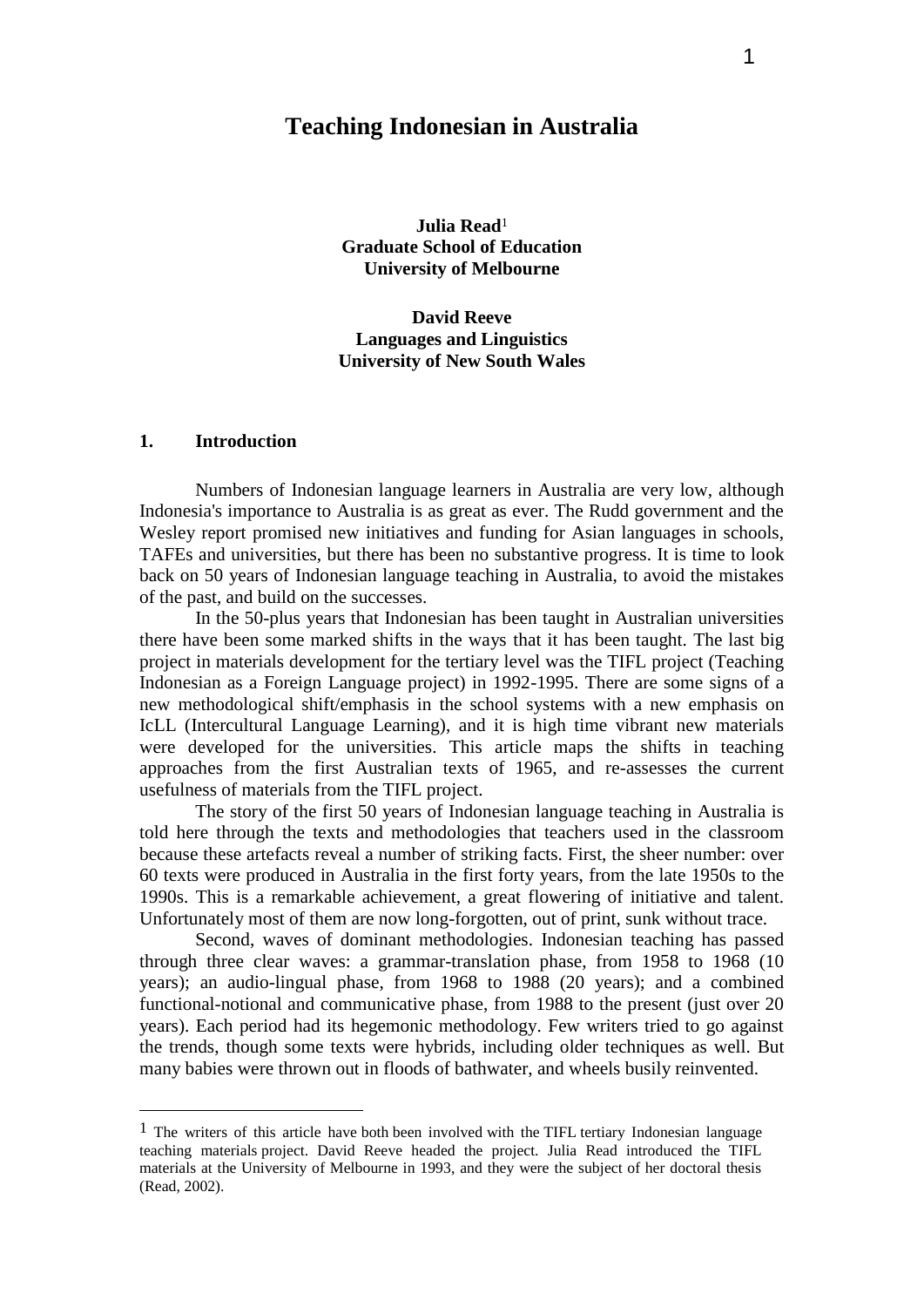# Teaching Indonesian in Australia

**Julia Read**[1]
**Graduate School of Education**
**University of Melbourne**

**David Reeve**
**Languages and Linguistics**
**University of New South Wales**

## 1. Introduction

Numbers of Indonesian language learners in Australia are very low, although Indonesia's importance to Australia is as great as ever. The Rudd government and the Wesley report promised new initiatives and funding for Asian languages in schools, TAFEs and universities, but there has been no substantive progress. It is time to look back on 50 years of Indonesian language teaching in Australia, to avoid the mistakes of the past, and build on the successes.

In the 50-plus years that Indonesian has been taught in Australian universities there have been some marked shifts in the ways that it has been taught. The last big project in materials development for the tertiary level was the TIFL project (Teaching Indonesian as a Foreign Language project) in 1992-1995. There are some signs of a new methodological shift/emphasis in the school systems with a new emphasis on IcLL (Intercultural Language Learning), and it is high time vibrant new materials were developed for the universities. This article maps the shifts in teaching approaches from the first Australian texts of 1965, and re-assesses the current usefulness of materials from the TIFL project.

The story of the first 50 years of Indonesian language teaching in Australia is told here through the texts and methodologies that teachers used in the classroom because these artefacts reveal a number of striking facts. First, the sheer number: over 60 texts were produced in Australia in the first forty years, from the late 1950s to the 1990s. This is a remarkable achievement, a great flowering of initiative and talent. Unfortunately most of them are now long-forgotten, out of print, sunk without trace.

Second, waves of dominant methodologies. Indonesian teaching has passed through three clear waves: a grammar-translation phase, from 1958 to 1968 (10 years); an audio-lingual phase, from 1968 to 1988 (20 years); and a combined functional-notional and communicative phase, from 1988 to the present (just over 20 years). Each period had its hegemonic methodology. Few writers tried to go against the trends, though some texts were hybrids, including older techniques as well. But many babies were thrown out in floods of bathwater, and wheels busily reinvented.

---

[1] The writers of this article have both been involved with the TIFL tertiary Indonesian language teaching materials project. David Reeve headed the project. Julia Read introduced the TIFL materials at the University of Melbourne in 1993, and they were the subject of her doctoral thesis (Read, 2002).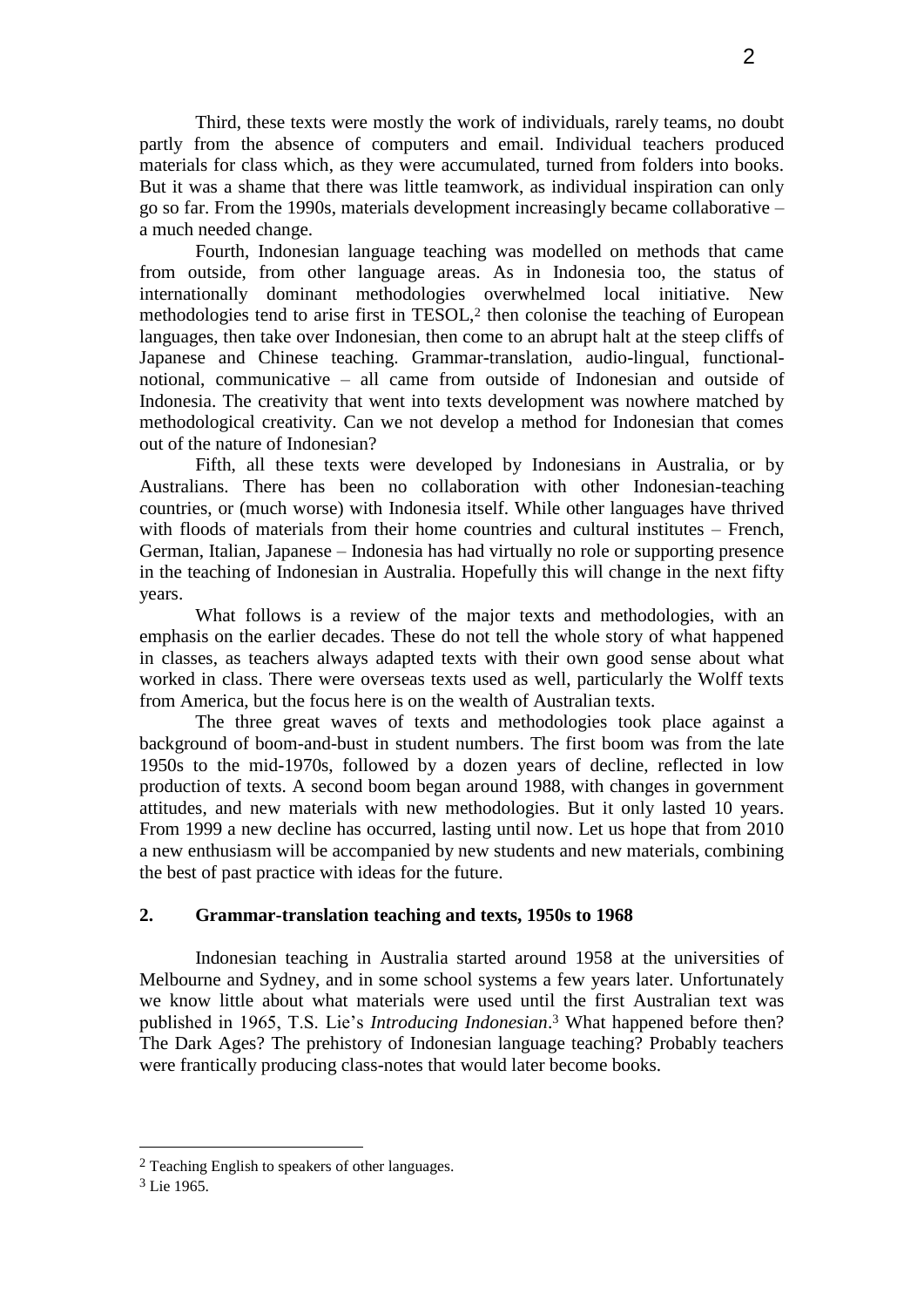Third, these texts were mostly the work of individuals, rarely teams, no doubt partly from the absence of computers and email. Individual teachers produced materials for class which, as they were accumulated, turned from folders into books. But it was a shame that there was little teamwork, as individual inspiration can only go so far. From the 1990s, materials development increasingly became collaborative – a much needed change.

Fourth, Indonesian language teaching was modelled on methods that came from outside, from other language areas. As in Indonesia too, the status of internationally dominant methodologies overwhelmed local initiative. New methodologies tend to arise first in TESOL,[2] then colonise the teaching of European languages, then take over Indonesian, then come to an abrupt halt at the steep cliffs of Japanese and Chinese teaching. Grammar-translation, audio-lingual, functional-notional, communicative – all came from outside of Indonesian and outside of Indonesia. The creativity that went into texts development was nowhere matched by methodological creativity. Can we not develop a method for Indonesian that comes out of the nature of Indonesian?

Fifth, all these texts were developed by Indonesians in Australia, or by Australians. There has been no collaboration with other Indonesian-teaching countries, or (much worse) with Indonesia itself. While other languages have thrived with floods of materials from their home countries and cultural institutes – French, German, Italian, Japanese – Indonesia has had virtually no role or supporting presence in the teaching of Indonesian in Australia. Hopefully this will change in the next fifty years.

What follows is a review of the major texts and methodologies, with an emphasis on the earlier decades. These do not tell the whole story of what happened in classes, as teachers always adapted texts with their own good sense about what worked in class. There were overseas texts used as well, particularly the Wolff texts from America, but the focus here is on the wealth of Australian texts.

The three great waves of texts and methodologies took place against a background of boom-and-bust in student numbers. The first boom was from the late 1950s to the mid-1970s, followed by a dozen years of decline, reflected in low production of texts. A second boom began around 1988, with changes in government attitudes, and new materials with new methodologies. But it only lasted 10 years. From 1999 a new decline has occurred, lasting until now. Let us hope that from 2010 a new enthusiasm will be accompanied by new students and new materials, combining the best of past practice with ideas for the future.

## 2. Grammar-translation teaching and texts, 1950s to 1968

Indonesian teaching in Australia started around 1958 at the universities of Melbourne and Sydney, and in some school systems a few years later. Unfortunately we know little about what materials were used until the first Australian text was published in 1965, T.S. Lie's *Introducing Indonesian*.[3] What happened before then? The Dark Ages? The prehistory of Indonesian language teaching? Probably teachers were frantically producing class-notes that would later become books.

---

[2] Teaching English to speakers of other languages.

[3] Lie 1965.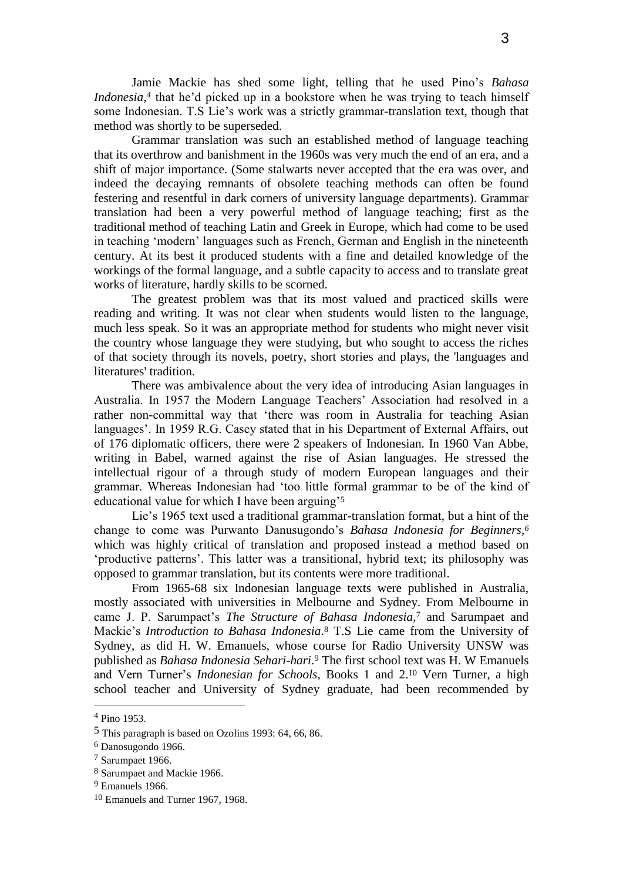Jamie Mackie has shed some light, telling that he used Pino's *Bahasa Indonesia*,[4] that he'd picked up in a bookstore when he was trying to teach himself some Indonesian. T.S Lie's work was a strictly grammar-translation text, though that method was shortly to be superseded.

Grammar translation was such an established method of language teaching that its overthrow and banishment in the 1960s was very much the end of an era, and a shift of major importance. (Some stalwarts never accepted that the era was over, and indeed the decaying remnants of obsolete teaching methods can often be found festering and resentful in dark corners of university language departments). Grammar translation had been a very powerful method of language teaching; first as the traditional method of teaching Latin and Greek in Europe, which had come to be used in teaching 'modern' languages such as French, German and English in the nineteenth century. At its best it produced students with a fine and detailed knowledge of the workings of the formal language, and a subtle capacity to access and to translate great works of literature, hardly skills to be scorned.

The greatest problem was that its most valued and practiced skills were reading and writing. It was not clear when students would listen to the language, much less speak. So it was an appropriate method for students who might never visit the country whose language they were studying, but who sought to access the riches of that society through its novels, poetry, short stories and plays, the 'languages and literatures' tradition.

There was ambivalence about the very idea of introducing Asian languages in Australia. In 1957 the Modern Language Teachers' Association had resolved in a rather non-committal way that 'there was room in Australia for teaching Asian languages'. In 1959 R.G. Casey stated that in his Department of External Affairs, out of 176 diplomatic officers, there were 2 speakers of Indonesian. In 1960 Van Abbe, writing in Babel, warned against the rise of Asian languages. He stressed the intellectual rigour of a through study of modern European languages and their grammar. Whereas Indonesian had 'too little formal grammar to be of the kind of educational value for which I have been arguing'[5]

Lie's 1965 text used a traditional grammar-translation format, but a hint of the change to come was Purwanto Danusugondo's *Bahasa Indonesia for Beginners*,[6] which was highly critical of translation and proposed instead a method based on 'productive patterns'. This latter was a transitional, hybrid text; its philosophy was opposed to grammar translation, but its contents were more traditional.

From 1965-68 six Indonesian language texts were published in Australia, mostly associated with universities in Melbourne and Sydney. From Melbourne in came J. P. Sarumpaet's *The Structure of Bahasa Indonesia*,[7] and Sarumpaet and Mackie's *Introduction to Bahasa Indonesia*.[8] T.S Lie came from the University of Sydney, as did H. W. Emanuels, whose course for Radio University UNSW was published as *Bahasa Indonesia Sehari-hari*.[9] The first school text was H. W Emanuels and Vern Turner's *Indonesian for Schools*, Books 1 and 2.[10] Vern Turner, a high school teacher and University of Sydney graduate, had been recommended by

---

[4] Pino 1953.

[5] This paragraph is based on Ozolins 1993: 64, 66, 86.

[6] Danosugondo 1966.

[7] Sarumpaet 1966.

[8] Sarumpaet and Mackie 1966.

[9] Emanuels 1966.

[10] Emanuels and Turner 1967, 1968.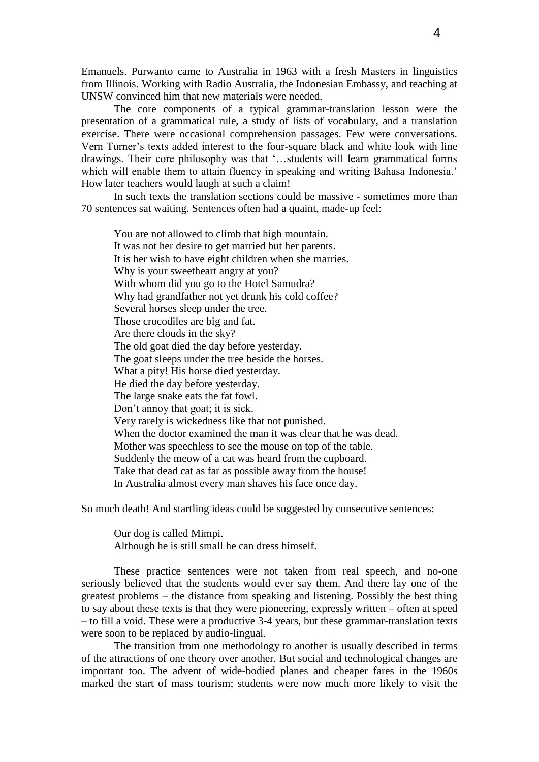Emanuels. Purwanto came to Australia in 1963 with a fresh Masters in linguistics from Illinois. Working with Radio Australia, the Indonesian Embassy, and teaching at UNSW convinced him that new materials were needed.

The core components of a typical grammar-translation lesson were the presentation of a grammatical rule, a study of lists of vocabulary, and a translation exercise. There were occasional comprehension passages. Few were conversations. Vern Turner's texts added interest to the four-square black and white look with line drawings. Their core philosophy was that '…students will learn grammatical forms which will enable them to attain fluency in speaking and writing Bahasa Indonesia.' How later teachers would laugh at such a claim!

In such texts the translation sections could be massive - sometimes more than 70 sentences sat waiting. Sentences often had a quaint, made-up feel:

> You are not allowed to climb that high mountain.
> It was not her desire to get married but her parents.
> It is her wish to have eight children when she marries.
> Why is your sweetheart angry at you?
> With whom did you go to the Hotel Samudra?
> Why had grandfather not yet drunk his cold coffee?
> Several horses sleep under the tree.
> Those crocodiles are big and fat.
> Are there clouds in the sky?
> The old goat died the day before yesterday.
> The goat sleeps under the tree beside the horses.
> What a pity! His horse died yesterday.
> He died the day before yesterday.
> The large snake eats the fat fowl.
> Don't annoy that goat; it is sick.
> Very rarely is wickedness like that not punished.
> When the doctor examined the man it was clear that he was dead.
> Mother was speechless to see the mouse on top of the table.
> Suddenly the meow of a cat was heard from the cupboard.
> Take that dead cat as far as possible away from the house!
> In Australia almost every man shaves his face once day.

So much death! And startling ideas could be suggested by consecutive sentences:

> Our dog is called Mimpi.
> Although he is still small he can dress himself.

These practice sentences were not taken from real speech, and no-one seriously believed that the students would ever say them. And there lay one of the greatest problems – the distance from speaking and listening. Possibly the best thing to say about these texts is that they were pioneering, expressly written – often at speed – to fill a void. These were a productive 3-4 years, but these grammar-translation texts were soon to be replaced by audio-lingual.

The transition from one methodology to another is usually described in terms of the attractions of one theory over another. But social and technological changes are important too. The advent of wide-bodied planes and cheaper fares in the 1960s marked the start of mass tourism; students were now much more likely to visit the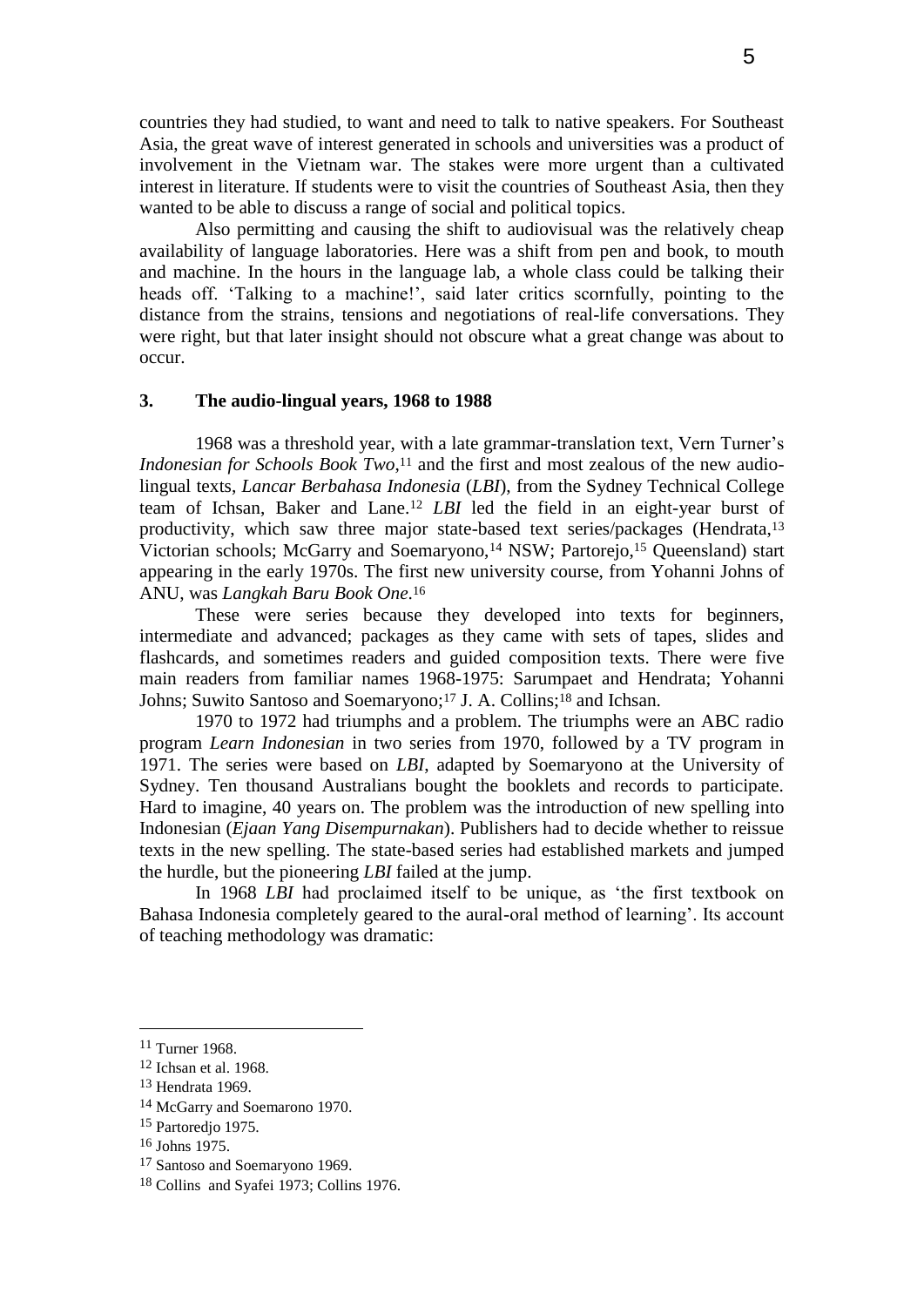countries they had studied, to want and need to talk to native speakers. For Southeast Asia, the great wave of interest generated in schools and universities was a product of involvement in the Vietnam war. The stakes were more urgent than a cultivated interest in literature. If students were to visit the countries of Southeast Asia, then they wanted to be able to discuss a range of social and political topics.

Also permitting and causing the shift to audiovisual was the relatively cheap availability of language laboratories. Here was a shift from pen and book, to mouth and machine. In the hours in the language lab, a whole class could be talking their heads off. 'Talking to a machine!', said later critics scornfully, pointing to the distance from the strains, tensions and negotiations of real-life conversations. They were right, but that later insight should not obscure what a great change was about to occur.

### 3. The audio-lingual years, 1968 to 1988

1968 was a threshold year, with a late grammar-translation text, Vern Turner's *Indonesian for Schools Book Two*,[11] and the first and most zealous of the new audio-lingual texts, *Lancar Berbahasa Indonesia* (*LBI*), from the Sydney Technical College team of Ichsan, Baker and Lane.[12] *LBI* led the field in an eight-year burst of productivity, which saw three major state-based text series/packages (Hendrata,[13] Victorian schools; McGarry and Soemaryono,[14] NSW; Partorejo,[15] Queensland) start appearing in the early 1970s. The first new university course, from Yohanni Johns of ANU, was *Langkah Baru Book One*.[16]

These were series because they developed into texts for beginners, intermediate and advanced; packages as they came with sets of tapes, slides and flashcards, and sometimes readers and guided composition texts. There were five main readers from familiar names 1968-1975: Sarumpaet and Hendrata; Yohanni Johns; Suwito Santoso and Soemaryono;[17] J. A. Collins;[18] and Ichsan.

1970 to 1972 had triumphs and a problem. The triumphs were an ABC radio program *Learn Indonesian* in two series from 1970, followed by a TV program in 1971. The series were based on *LBI*, adapted by Soemaryono at the University of Sydney. Ten thousand Australians bought the booklets and records to participate. Hard to imagine, 40 years on. The problem was the introduction of new spelling into Indonesian (*Ejaan Yang Disempurnakan*). Publishers had to decide whether to reissue texts in the new spelling. The state-based series had established markets and jumped the hurdle, but the pioneering *LBI* failed at the jump.

In 1968 *LBI* had proclaimed itself to be unique, as 'the first textbook on Bahasa Indonesia completely geared to the aural-oral method of learning'. Its account of teaching methodology was dramatic:

---

[11] Turner 1968.

[12] Ichsan et al. 1968.

[13] Hendrata 1969.

[14] McGarry and Soemarono 1970.

[15] Partoredjo 1975.

[16] Johns 1975.

[17] Santoso and Soemaryono 1969.

[18] Collins and Syafei 1973; Collins 1976.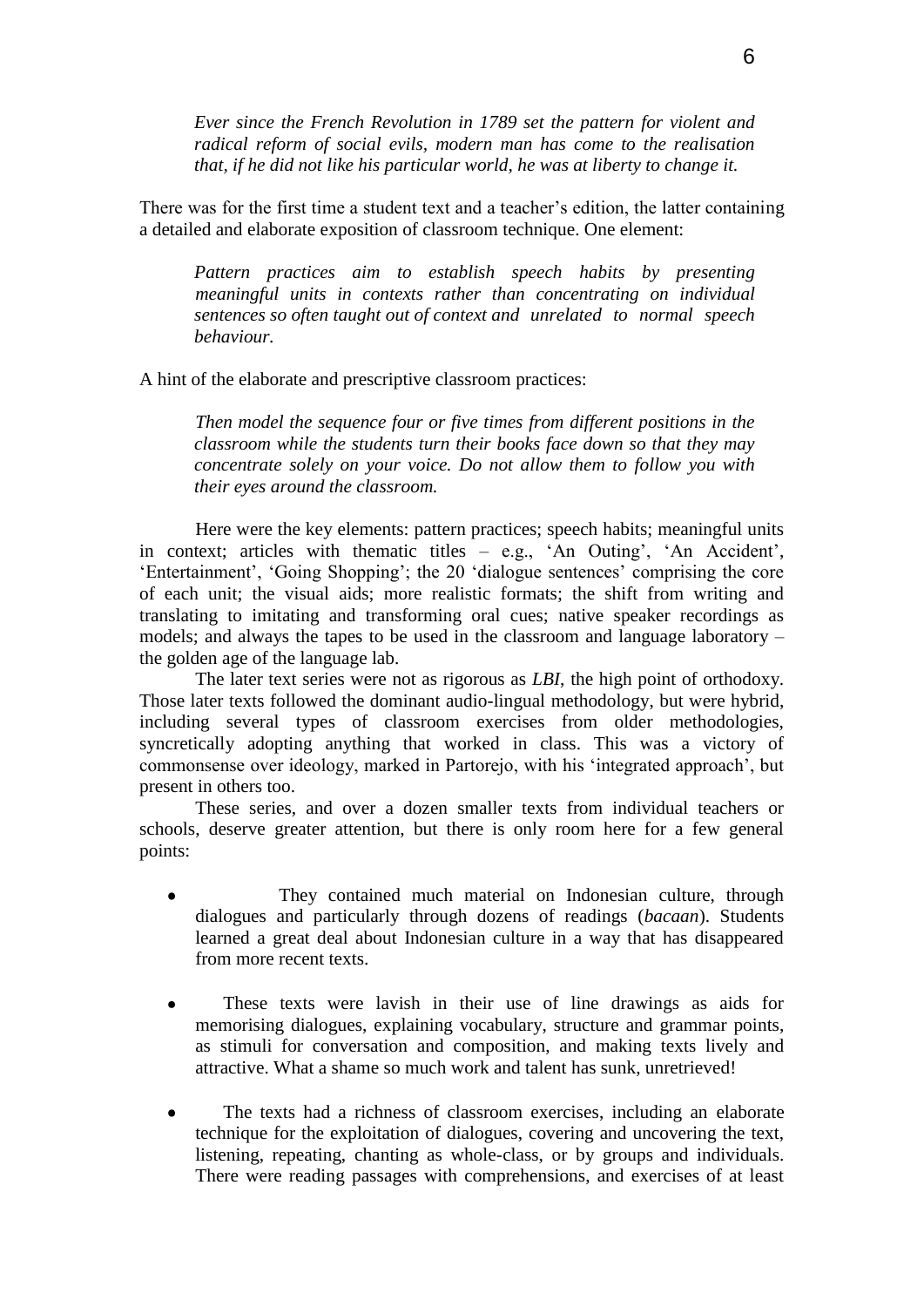*Ever since the French Revolution in 1789 set the pattern for violent and radical reform of social evils, modern man has come to the realisation that, if he did not like his particular world, he was at liberty to change it.*

There was for the first time a student text and a teacher's edition, the latter containing a detailed and elaborate exposition of classroom technique. One element:

> *Pattern practices aim to establish speech habits by presenting meaningful units in contexts rather than concentrating on individual sentences so often taught out of context and unrelated to normal speech behaviour.*

A hint of the elaborate and prescriptive classroom practices:

> *Then model the sequence four or five times from different positions in the classroom while the students turn their books face down so that they may concentrate solely on your voice. Do not allow them to follow you with their eyes around the classroom.*

Here were the key elements: pattern practices; speech habits; meaningful units in context; articles with thematic titles – e.g., 'An Outing', 'An Accident', 'Entertainment', 'Going Shopping'; the 20 'dialogue sentences' comprising the core of each unit; the visual aids; more realistic formats; the shift from writing and translating to imitating and transforming oral cues; native speaker recordings as models; and always the tapes to be used in the classroom and language laboratory – the golden age of the language lab.

The later text series were not as rigorous as *LBI*, the high point of orthodoxy. Those later texts followed the dominant audio-lingual methodology, but were hybrid, including several types of classroom exercises from older methodologies, syncretically adopting anything that worked in class. This was a victory of commonsense over ideology, marked in Partorejo, with his 'integrated approach', but present in others too.

These series, and over a dozen smaller texts from individual teachers or schools, deserve greater attention, but there is only room here for a few general points:

- They contained much material on Indonesian culture, through dialogues and particularly through dozens of readings (*bacaan*). Students learned a great deal about Indonesian culture in a way that has disappeared from more recent texts.
- These texts were lavish in their use of line drawings as aids for memorising dialogues, explaining vocabulary, structure and grammar points, as stimuli for conversation and composition, and making texts lively and attractive. What a shame so much work and talent has sunk, unretrieved!
- The texts had a richness of classroom exercises, including an elaborate technique for the exploitation of dialogues, covering and uncovering the text, listening, repeating, chanting as whole-class, or by groups and individuals. There were reading passages with comprehensions, and exercises of at least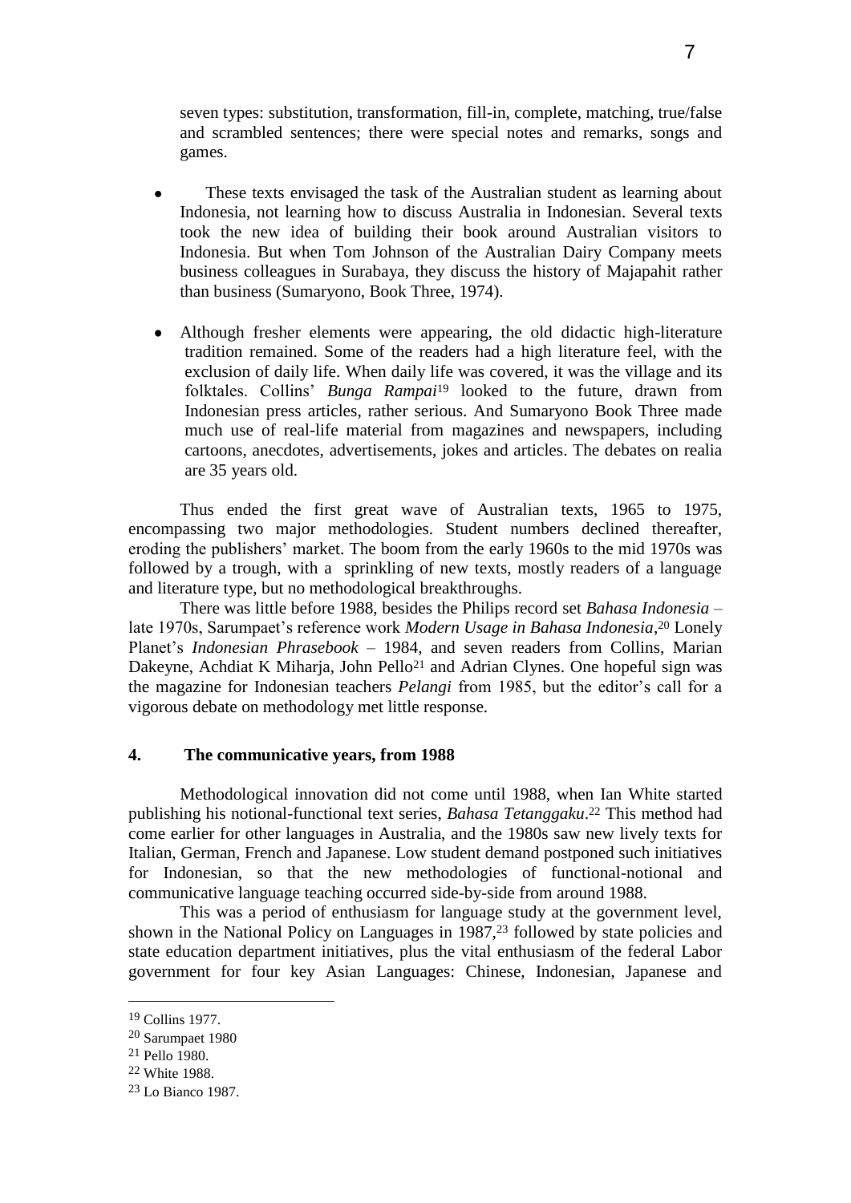seven types: substitution, transformation, fill-in, complete, matching, true/false and scrambled sentences; there were special notes and remarks, songs and games.

- These texts envisaged the task of the Australian student as learning about Indonesia, not learning how to discuss Australia in Indonesian. Several texts took the new idea of building their book around Australian visitors to Indonesia. But when Tom Johnson of the Australian Dairy Company meets business colleagues in Surabaya, they discuss the history of Majapahit rather than business (Sumaryono, Book Three, 1974).

- Although fresher elements were appearing, the old didactic high-literature tradition remained. Some of the readers had a high literature feel, with the exclusion of daily life. When daily life was covered, it was the village and its folktales. Collins' *Bunga Rampai*[19] looked to the future, drawn from Indonesian press articles, rather serious. And Sumaryono Book Three made much use of real-life material from magazines and newspapers, including cartoons, anecdotes, advertisements, jokes and articles. The debates on realia are 35 years old.

Thus ended the first great wave of Australian texts, 1965 to 1975, encompassing two major methodologies. Student numbers declined thereafter, eroding the publishers' market. The boom from the early 1960s to the mid 1970s was followed by a trough, with a sprinkling of new texts, mostly readers of a language and literature type, but no methodological breakthroughs.

There was little before 1988, besides the Philips record set *Bahasa Indonesia* – late 1970s, Sarumpaet's reference work *Modern Usage in Bahasa Indonesia*,[20] Lonely Planet's *Indonesian Phrasebook* – 1984, and seven readers from Collins, Marian Dakeyne, Achdiat K Miharja, John Pello[21] and Adrian Clynes. One hopeful sign was the magazine for Indonesian teachers *Pelangi* from 1985, but the editor's call for a vigorous debate on methodology met little response.

## 4. The communicative years, from 1988

Methodological innovation did not come until 1988, when Ian White started publishing his notional-functional text series, *Bahasa Tetanggaku*.[22] This method had come earlier for other languages in Australia, and the 1980s saw new lively texts for Italian, German, French and Japanese. Low student demand postponed such initiatives for Indonesian, so that the new methodologies of functional-notional and communicative language teaching occurred side-by-side from around 1988.

This was a period of enthusiasm for language study at the government level, shown in the National Policy on Languages in 1987,[23] followed by state policies and state education department initiatives, plus the vital enthusiasm of the federal Labor government for four key Asian Languages: Chinese, Indonesian, Japanese and

---

[19] Collins 1977.

[20] Sarumpaet 1980

[21] Pello 1980.

[22] White 1988.

[23] Lo Bianco 1987.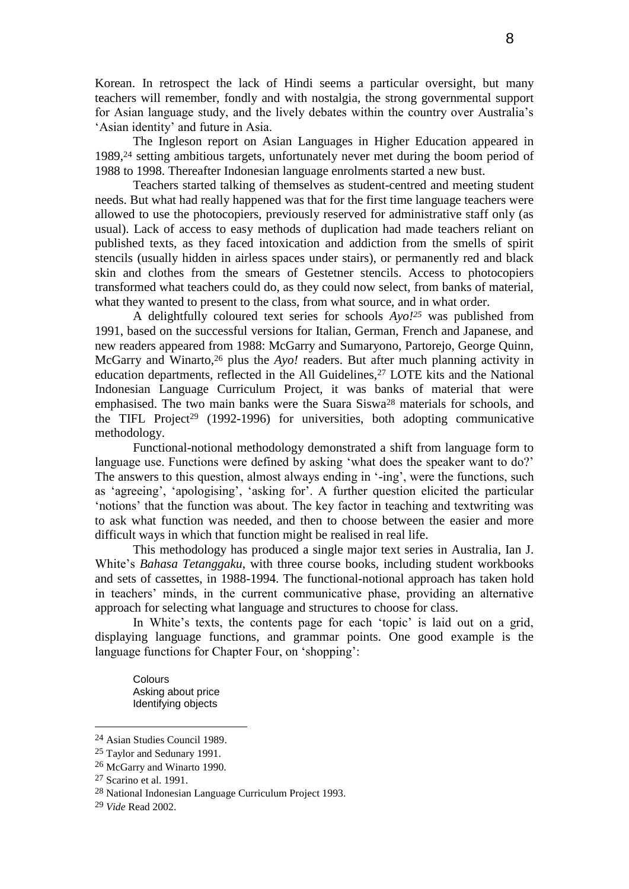Korean. In retrospect the lack of Hindi seems a particular oversight, but many teachers will remember, fondly and with nostalgia, the strong governmental support for Asian language study, and the lively debates within the country over Australia's 'Asian identity' and future in Asia.

The Ingleson report on Asian Languages in Higher Education appeared in 1989,[24] setting ambitious targets, unfortunately never met during the boom period of 1988 to 1998. Thereafter Indonesian language enrolments started a new bust.

Teachers started talking of themselves as student-centred and meeting student needs. But what had really happened was that for the first time language teachers were allowed to use the photocopiers, previously reserved for administrative staff only (as usual). Lack of access to easy methods of duplication had made teachers reliant on published texts, as they faced intoxication and addiction from the smells of spirit stencils (usually hidden in airless spaces under stairs), or permanently red and black skin and clothes from the smears of Gestetner stencils. Access to photocopiers transformed what teachers could do, as they could now select, from banks of material, what they wanted to present to the class, from what source, and in what order.

A delightfully coloured text series for schools *Ayo!*[25] was published from 1991, based on the successful versions for Italian, German, French and Japanese, and new readers appeared from 1988: McGarry and Sumaryono, Partorejo, George Quinn, McGarry and Winarto,[26] plus the *Ayo!* readers. But after much planning activity in education departments, reflected in the All Guidelines,[27] LOTE kits and the National Indonesian Language Curriculum Project, it was banks of material that were emphasised. The two main banks were the Suara Siswa[28] materials for schools, and the TIFL Project[29] (1992-1996) for universities, both adopting communicative methodology.

Functional-notional methodology demonstrated a shift from language form to language use. Functions were defined by asking 'what does the speaker want to do?' The answers to this question, almost always ending in '-ing', were the functions, such as 'agreeing', 'apologising', 'asking for'. A further question elicited the particular 'notions' that the function was about. The key factor in teaching and textwriting was to ask what function was needed, and then to choose between the easier and more difficult ways in which that function might be realised in real life.

This methodology has produced a single major text series in Australia, Ian J. White's *Bahasa Tetanggaku*, with three course books, including student workbooks and sets of cassettes, in 1988-1994. The functional-notional approach has taken hold in teachers' minds, in the current communicative phase, providing an alternative approach for selecting what language and structures to choose for class.

In White's texts, the contents page for each 'topic' is laid out on a grid, displaying language functions, and grammar points. One good example is the language functions for Chapter Four, on 'shopping':

> Colours
> Asking about price
> Identifying objects

---

[24] Asian Studies Council 1989.

[25] Taylor and Sedunary 1991.

[26] McGarry and Winarto 1990.

[27] Scarino et al. 1991.

[28] National Indonesian Language Curriculum Project 1993.

[29] *Vide* Read 2002.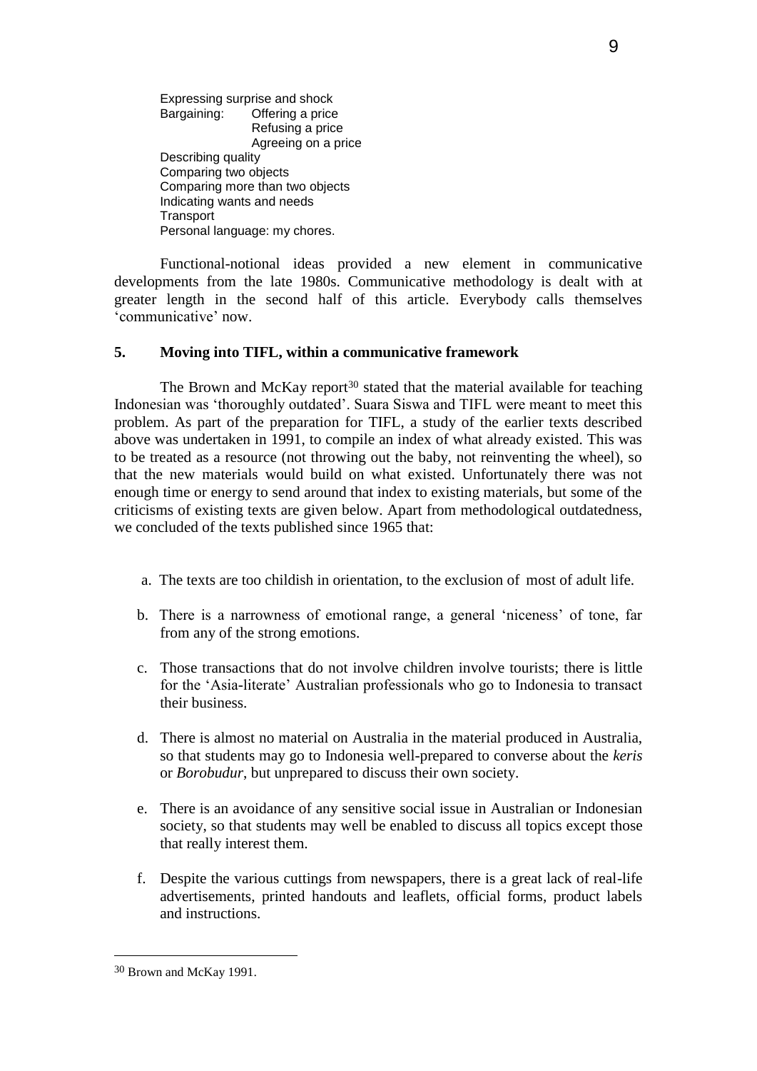Expressing surprise and shock
Bargaining: Offering a price
 Refusing a price
 Agreeing on a price
Describing quality
Comparing two objects
Comparing more than two objects
Indicating wants and needs
Transport
Personal language: my chores.

Functional-notional ideas provided a new element in communicative developments from the late 1980s. Communicative methodology is dealt with at greater length in the second half of this article. Everybody calls themselves 'communicative' now.

## 5. Moving into TIFL, within a communicative framework

The Brown and McKay report[30] stated that the material available for teaching Indonesian was 'thoroughly outdated'. Suara Siswa and TIFL were meant to meet this problem. As part of the preparation for TIFL, a study of the earlier texts described above was undertaken in 1991, to compile an index of what already existed. This was to be treated as a resource (not throwing out the baby, not reinventing the wheel), so that the new materials would build on what existed. Unfortunately there was not enough time or energy to send around that index to existing materials, but some of the criticisms of existing texts are given below. Apart from methodological outdatedness, we concluded of the texts published since 1965 that:

a. The texts are too childish in orientation, to the exclusion of most of adult life.

b. There is a narrowness of emotional range, a general 'niceness' of tone, far from any of the strong emotions.

c. Those transactions that do not involve children involve tourists; there is little for the 'Asia-literate' Australian professionals who go to Indonesia to transact their business.

d. There is almost no material on Australia in the material produced in Australia, so that students may go to Indonesia well-prepared to converse about the *keris* or *Borobudur*, but unprepared to discuss their own society.

e. There is an avoidance of any sensitive social issue in Australian or Indonesian society, so that students may well be enabled to discuss all topics except those that really interest them.

f. Despite the various cuttings from newspapers, there is a great lack of real-life advertisements, printed handouts and leaflets, official forms, product labels and instructions.

---

[30] Brown and McKay 1991.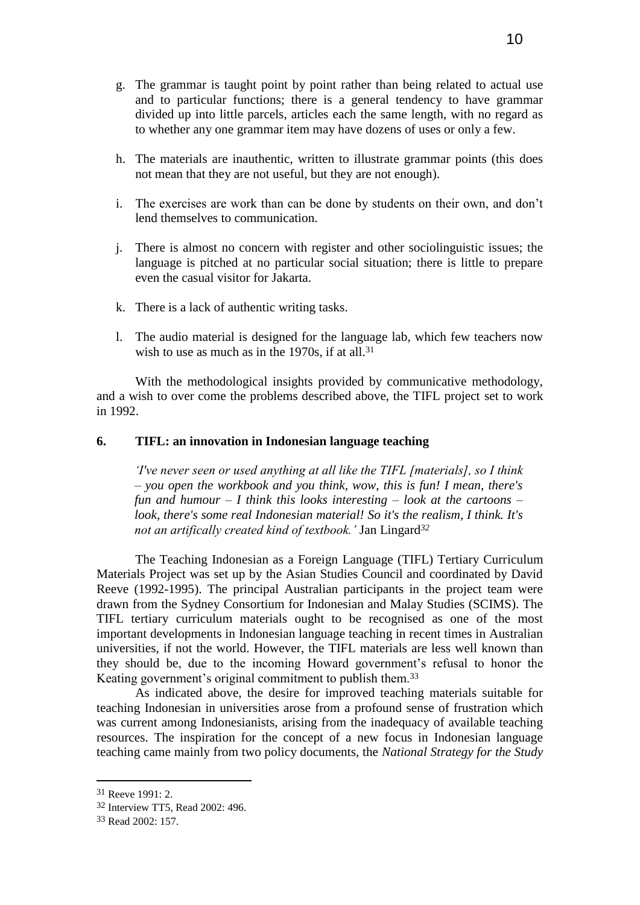g. The grammar is taught point by point rather than being related to actual use and to particular functions; there is a general tendency to have grammar divided up into little parcels, articles each the same length, with no regard as to whether any one grammar item may have dozens of uses or only a few.

h. The materials are inauthentic, written to illustrate grammar points (this does not mean that they are not useful, but they are not enough).

i. The exercises are work than can be done by students on their own, and don't lend themselves to communication.

j. There is almost no concern with register and other sociolinguistic issues; the language is pitched at no particular social situation; there is little to prepare even the casual visitor for Jakarta.

k. There is a lack of authentic writing tasks.

l. The audio material is designed for the language lab, which few teachers now wish to use as much as in the 1970s, if at all.[31]

With the methodological insights provided by communicative methodology, and a wish to over come the problems described above, the TIFL project set to work in 1992.

## 6. TIFL: an innovation in Indonesian language teaching

> *'I've never seen or used anything at all like the TIFL [materials], so I think – you open the workbook and you think, wow, this is fun! I mean, there's fun and humour – I think this looks interesting – look at the cartoons – look, there's some real Indonesian material! So it's the realism, I think. It's not an artifically created kind of textbook.'* Jan Lingard[32]

The Teaching Indonesian as a Foreign Language (TIFL) Tertiary Curriculum Materials Project was set up by the Asian Studies Council and coordinated by David Reeve (1992-1995). The principal Australian participants in the project team were drawn from the Sydney Consortium for Indonesian and Malay Studies (SCIMS). The TIFL tertiary curriculum materials ought to be recognised as one of the most important developments in Indonesian language teaching in recent times in Australian universities, if not the world. However, the TIFL materials are less well known than they should be, due to the incoming Howard government's refusal to honor the Keating government's original commitment to publish them.[33]

As indicated above, the desire for improved teaching materials suitable for teaching Indonesian in universities arose from a profound sense of frustration which was current among Indonesianists, arising from the inadequacy of available teaching resources. The inspiration for the concept of a new focus in Indonesian language teaching came mainly from two policy documents, the *National Strategy for the Study*

---

[31] Reeve 1991: 2.

[32] Interview TT5, Read 2002: 496.

[33] Read 2002: 157.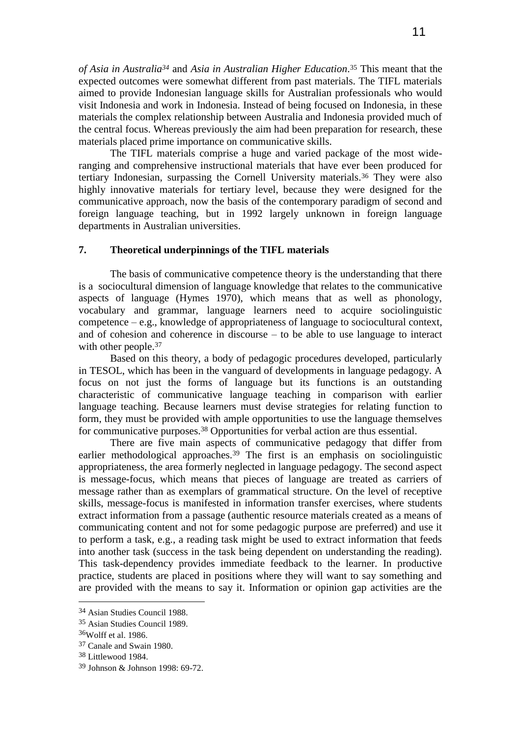*of Asia in Australia*[34] and *Asia in Australian Higher Education*.[35] This meant that the expected outcomes were somewhat different from past materials. The TIFL materials aimed to provide Indonesian language skills for Australian professionals who would visit Indonesia and work in Indonesia. Instead of being focused on Indonesia, in these materials the complex relationship between Australia and Indonesia provided much of the central focus. Whereas previously the aim had been preparation for research, these materials placed prime importance on communicative skills.

The TIFL materials comprise a huge and varied package of the most wide-ranging and comprehensive instructional materials that have ever been produced for tertiary Indonesian, surpassing the Cornell University materials.[36] They were also highly innovative materials for tertiary level, because they were designed for the communicative approach, now the basis of the contemporary paradigm of second and foreign language teaching, but in 1992 largely unknown in foreign language departments in Australian universities.

## 7. Theoretical underpinnings of the TIFL materials

The basis of communicative competence theory is the understanding that there is a sociocultural dimension of language knowledge that relates to the communicative aspects of language (Hymes 1970), which means that as well as phonology, vocabulary and grammar, language learners need to acquire sociolinguistic competence – e.g., knowledge of appropriateness of language to sociocultural context, and of cohesion and coherence in discourse – to be able to use language to interact with other people.[37]

Based on this theory, a body of pedagogic procedures developed, particularly in TESOL, which has been in the vanguard of developments in language pedagogy. A focus on not just the forms of language but its functions is an outstanding characteristic of communicative language teaching in comparison with earlier language teaching. Because learners must devise strategies for relating function to form, they must be provided with ample opportunities to use the language themselves for communicative purposes.[38] Opportunities for verbal action are thus essential.

There are five main aspects of communicative pedagogy that differ from earlier methodological approaches.[39] The first is an emphasis on sociolinguistic appropriateness, the area formerly neglected in language pedagogy. The second aspect is message-focus, which means that pieces of language are treated as carriers of message rather than as exemplars of grammatical structure. On the level of receptive skills, message-focus is manifested in information transfer exercises, where students extract information from a passage (authentic resource materials created as a means of communicating content and not for some pedagogic purpose are preferred) and use it to perform a task, e.g., a reading task might be used to extract information that feeds into another task (success in the task being dependent on understanding the reading). This task-dependency provides immediate feedback to the learner. In productive practice, students are placed in positions where they will want to say something and are provided with the means to say it. Information or opinion gap activities are the

---

[34] Asian Studies Council 1988.

[35] Asian Studies Council 1989.

[36] Wolff et al. 1986.

[37] Canale and Swain 1980.

[38] Littlewood 1984.

[39] Johnson & Johnson 1998: 69-72.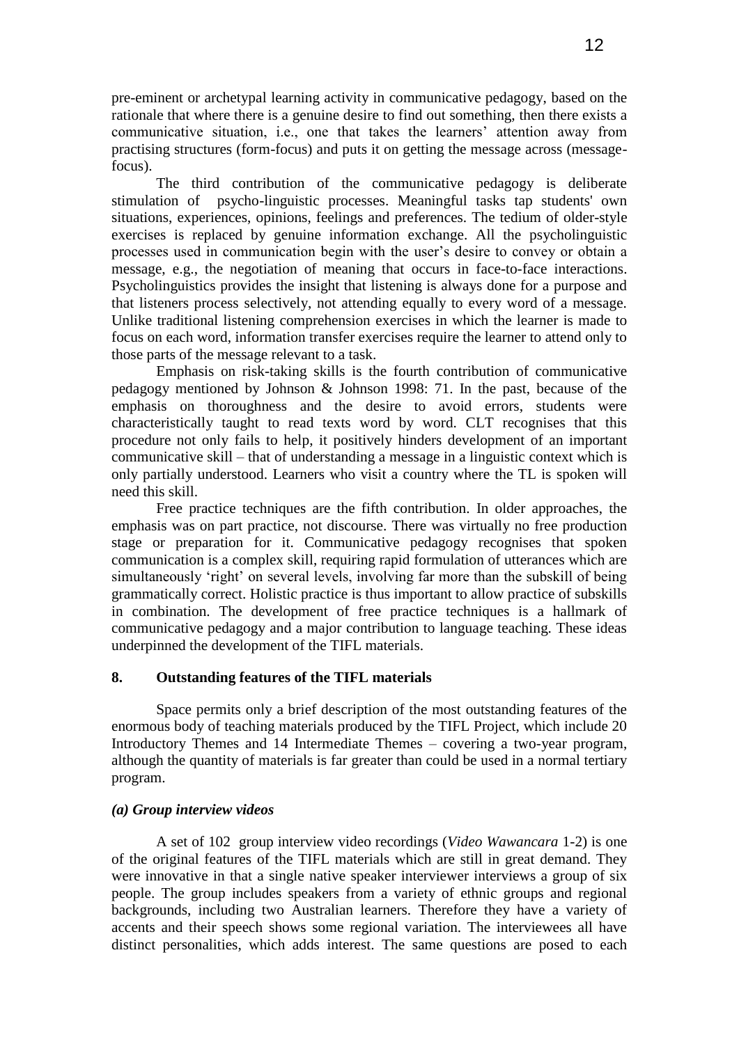pre-eminent or archetypal learning activity in communicative pedagogy, based on the rationale that where there is a genuine desire to find out something, then there exists a communicative situation, i.e., one that takes the learners' attention away from practising structures (form-focus) and puts it on getting the message across (message-focus).

The third contribution of the communicative pedagogy is deliberate stimulation of psycho-linguistic processes. Meaningful tasks tap students' own situations, experiences, opinions, feelings and preferences. The tedium of older-style exercises is replaced by genuine information exchange. All the psycholinguistic processes used in communication begin with the user's desire to convey or obtain a message, e.g., the negotiation of meaning that occurs in face-to-face interactions. Psycholinguistics provides the insight that listening is always done for a purpose and that listeners process selectively, not attending equally to every word of a message. Unlike traditional listening comprehension exercises in which the learner is made to focus on each word, information transfer exercises require the learner to attend only to those parts of the message relevant to a task.

Emphasis on risk-taking skills is the fourth contribution of communicative pedagogy mentioned by Johnson & Johnson 1998: 71. In the past, because of the emphasis on thoroughness and the desire to avoid errors, students were characteristically taught to read texts word by word. CLT recognises that this procedure not only fails to help, it positively hinders development of an important communicative skill – that of understanding a message in a linguistic context which is only partially understood. Learners who visit a country where the TL is spoken will need this skill.

Free practice techniques are the fifth contribution. In older approaches, the emphasis was on part practice, not discourse. There was virtually no free production stage or preparation for it. Communicative pedagogy recognises that spoken communication is a complex skill, requiring rapid formulation of utterances which are simultaneously 'right' on several levels, involving far more than the subskill of being grammatically correct. Holistic practice is thus important to allow practice of subskills in combination. The development of free practice techniques is a hallmark of communicative pedagogy and a major contribution to language teaching. These ideas underpinned the development of the TIFL materials.

## 8. Outstanding features of the TIFL materials

Space permits only a brief description of the most outstanding features of the enormous body of teaching materials produced by the TIFL Project, which include 20 Introductory Themes and 14 Intermediate Themes – covering a two-year program, although the quantity of materials is far greater than could be used in a normal tertiary program.

### *(a) Group interview videos*

A set of 102 group interview video recordings (*Video Wawancara* 1-2) is one of the original features of the TIFL materials which are still in great demand. They were innovative in that a single native speaker interviewer interviews a group of six people. The group includes speakers from a variety of ethnic groups and regional backgrounds, including two Australian learners. Therefore they have a variety of accents and their speech shows some regional variation. The interviewees all have distinct personalities, which adds interest. The same questions are posed to each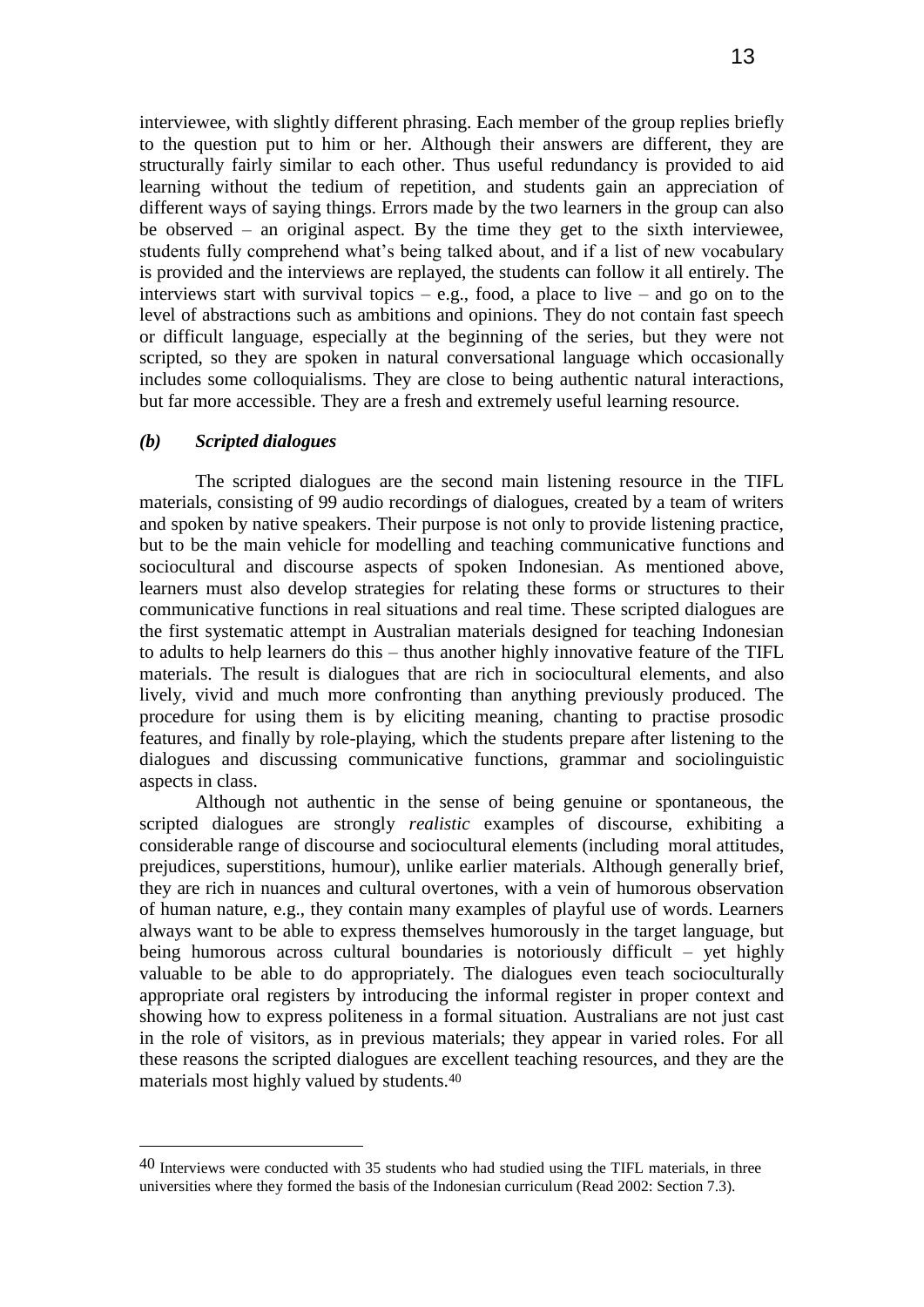interviewee, with slightly different phrasing. Each member of the group replies briefly to the question put to him or her. Although their answers are different, they are structurally fairly similar to each other. Thus useful redundancy is provided to aid learning without the tedium of repetition, and students gain an appreciation of different ways of saying things. Errors made by the two learners in the group can also be observed – an original aspect. By the time they get to the sixth interviewee, students fully comprehend what's being talked about, and if a list of new vocabulary is provided and the interviews are replayed, the students can follow it all entirely. The interviews start with survival topics – e.g., food, a place to live – and go on to the level of abstractions such as ambitions and opinions. They do not contain fast speech or difficult language, especially at the beginning of the series, but they were not scripted, so they are spoken in natural conversational language which occasionally includes some colloquialisms. They are close to being authentic natural interactions, but far more accessible. They are a fresh and extremely useful learning resource.

### *(b) Scripted dialogues*

The scripted dialogues are the second main listening resource in the TIFL materials, consisting of 99 audio recordings of dialogues, created by a team of writers and spoken by native speakers. Their purpose is not only to provide listening practice, but to be the main vehicle for modelling and teaching communicative functions and sociocultural and discourse aspects of spoken Indonesian. As mentioned above, learners must also develop strategies for relating these forms or structures to their communicative functions in real situations and real time. These scripted dialogues are the first systematic attempt in Australian materials designed for teaching Indonesian to adults to help learners do this – thus another highly innovative feature of the TIFL materials. The result is dialogues that are rich in sociocultural elements, and also lively, vivid and much more confronting than anything previously produced. The procedure for using them is by eliciting meaning, chanting to practise prosodic features, and finally by role-playing, which the students prepare after listening to the dialogues and discussing communicative functions, grammar and sociolinguistic aspects in class.

Although not authentic in the sense of being genuine or spontaneous, the scripted dialogues are strongly *realistic* examples of discourse, exhibiting a considerable range of discourse and sociocultural elements (including moral attitudes, prejudices, superstitions, humour), unlike earlier materials. Although generally brief, they are rich in nuances and cultural overtones, with a vein of humorous observation of human nature, e.g., they contain many examples of playful use of words. Learners always want to be able to express themselves humorously in the target language, but being humorous across cultural boundaries is notoriously difficult – yet highly valuable to be able to do appropriately. The dialogues even teach socioculturally appropriate oral registers by introducing the informal register in proper context and showing how to express politeness in a formal situation. Australians are not just cast in the role of visitors, as in previous materials; they appear in varied roles. For all these reasons the scripted dialogues are excellent teaching resources, and they are the materials most highly valued by students.[40]

---

[40] Interviews were conducted with 35 students who had studied using the TIFL materials, in three universities where they formed the basis of the Indonesian curriculum (Read 2002: Section 7.3).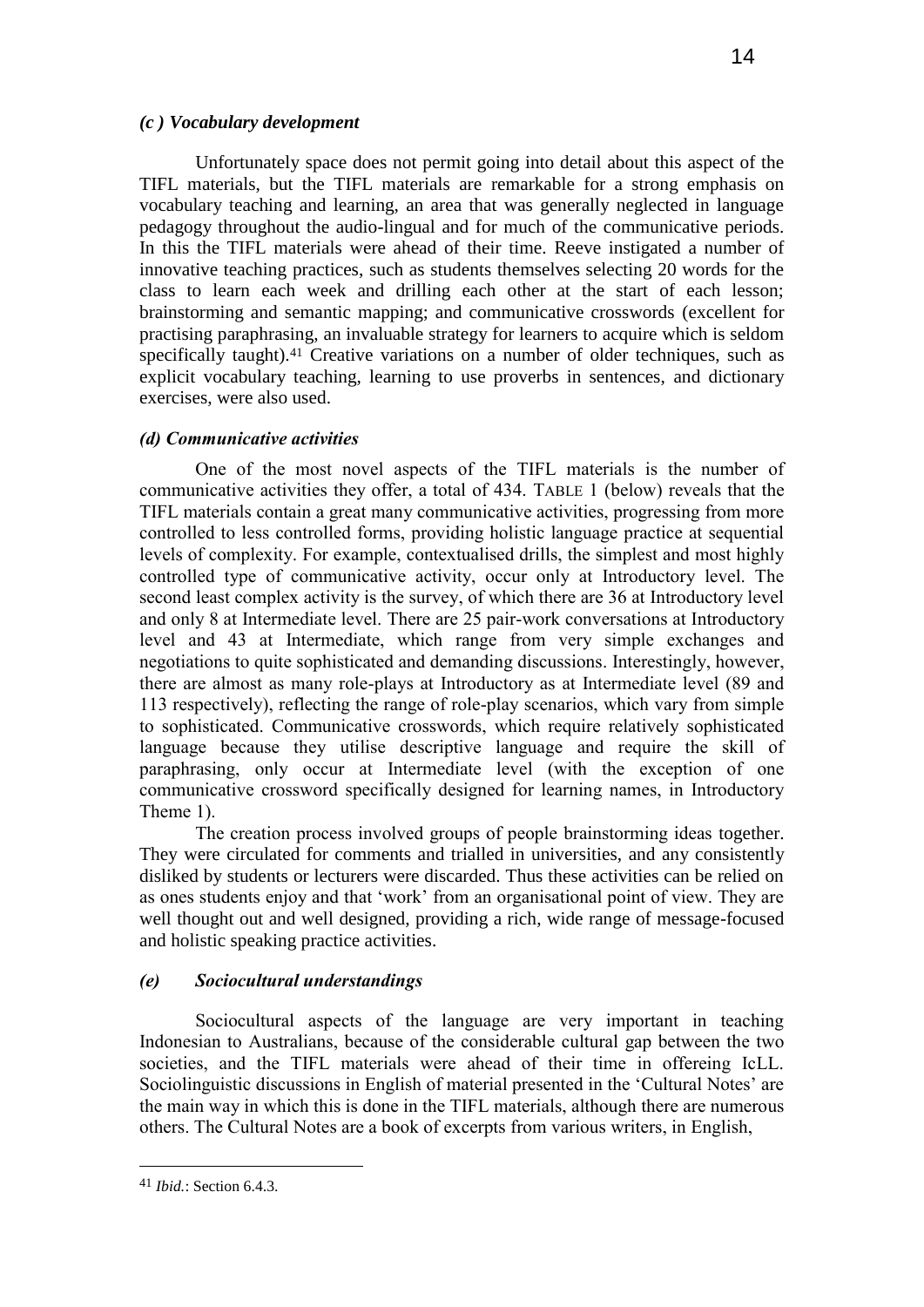### *(c ) Vocabulary development*

Unfortunately space does not permit going into detail about this aspect of the TIFL materials, but the TIFL materials are remarkable for a strong emphasis on vocabulary teaching and learning, an area that was generally neglected in language pedagogy throughout the audio-lingual and for much of the communicative periods. In this the TIFL materials were ahead of their time. Reeve instigated a number of innovative teaching practices, such as students themselves selecting 20 words for the class to learn each week and drilling each other at the start of each lesson; brainstorming and semantic mapping; and communicative crosswords (excellent for practising paraphrasing, an invaluable strategy for learners to acquire which is seldom specifically taught).[41] Creative variations on a number of older techniques, such as explicit vocabulary teaching, learning to use proverbs in sentences, and dictionary exercises, were also used.

### *(d) Communicative activities*

One of the most novel aspects of the TIFL materials is the number of communicative activities they offer, a total of 434. TABLE 1 (below) reveals that the TIFL materials contain a great many communicative activities, progressing from more controlled to less controlled forms, providing holistic language practice at sequential levels of complexity. For example, contextualised drills, the simplest and most highly controlled type of communicative activity, occur only at Introductory level. The second least complex activity is the survey, of which there are 36 at Introductory level and only 8 at Intermediate level. There are 25 pair-work conversations at Introductory level and 43 at Intermediate, which range from very simple exchanges and negotiations to quite sophisticated and demanding discussions. Interestingly, however, there are almost as many role-plays at Introductory as at Intermediate level (89 and 113 respectively), reflecting the range of role-play scenarios, which vary from simple to sophisticated. Communicative crosswords, which require relatively sophisticated language because they utilise descriptive language and require the skill of paraphrasing, only occur at Intermediate level (with the exception of one communicative crossword specifically designed for learning names, in Introductory Theme 1).

The creation process involved groups of people brainstorming ideas together. They were circulated for comments and trialled in universities, and any consistently disliked by students or lecturers were discarded. Thus these activities can be relied on as ones students enjoy and that 'work' from an organisational point of view. They are well thought out and well designed, providing a rich, wide range of message-focused and holistic speaking practice activities.

### *(e) Sociocultural understandings*

Sociocultural aspects of the language are very important in teaching Indonesian to Australians, because of the considerable cultural gap between the two societies, and the TIFL materials were ahead of their time in offereing IcLL. Sociolinguistic discussions in English of material presented in the 'Cultural Notes' are the main way in which this is done in the TIFL materials, although there are numerous others. The Cultural Notes are a book of excerpts from various writers, in English,

---

[41] *Ibid.*: Section 6.4.3.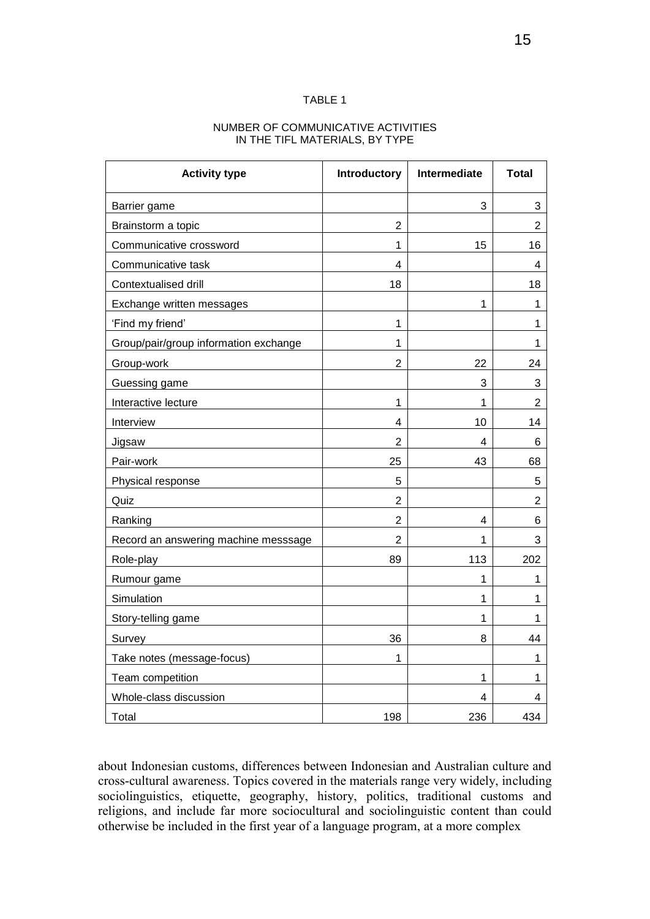TABLE 1

NUMBER OF COMMUNICATIVE ACTIVITIES
IN THE TIFL MATERIALS, BY TYPE

| Activity type | Introductory | Intermediate | Total |
|---|---|---|---|
| Barrier game | | 3 | 3 |
| Brainstorm a topic | 2 | | 2 |
| Communicative crossword | 1 | 15 | 16 |
| Communicative task | 4 | | 4 |
| Contextualised drill | 18 | | 18 |
| Exchange written messages | | 1 | 1 |
| 'Find my friend' | 1 | | 1 |
| Group/pair/group information exchange | 1 | | 1 |
| Group-work | 2 | 22 | 24 |
| Guessing game | | 3 | 3 |
| Interactive lecture | 1 | 1 | 2 |
| Interview | 4 | 10 | 14 |
| Jigsaw | 2 | 4 | 6 |
| Pair-work | 25 | 43 | 68 |
| Physical response | 5 | | 5 |
| Quiz | 2 | | 2 |
| Ranking | 2 | 4 | 6 |
| Record an answering machine messsage | 2 | 1 | 3 |
| Role-play | 89 | 113 | 202 |
| Rumour game | | 1 | 1 |
| Simulation | | 1 | 1 |
| Story-telling game | | 1 | 1 |
| Survey | 36 | 8 | 44 |
| Take notes (message-focus) | 1 | | 1 |
| Team competition | | 1 | 1 |
| Whole-class discussion | | 4 | 4 |
| Total | 198 | 236 | 434 |

about Indonesian customs, differences between Indonesian and Australian culture and cross-cultural awareness. Topics covered in the materials range very widely, including sociolinguistics, etiquette, geography, history, politics, traditional customs and religions, and include far more sociocultural and sociolinguistic content than could otherwise be included in the first year of a language program, at a more complex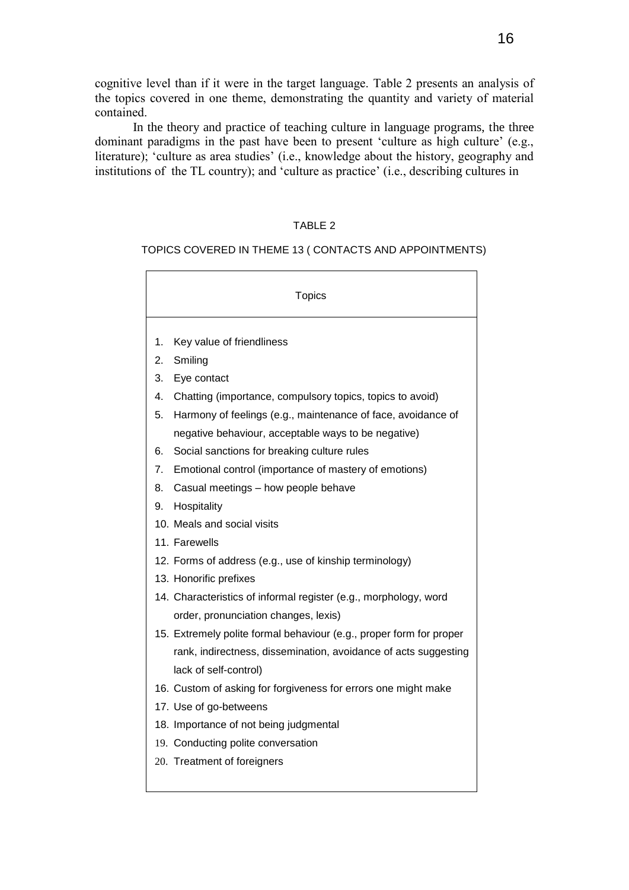cognitive level than if it were in the target language. Table 2 presents an analysis of the topics covered in one theme, demonstrating the quantity and variety of material contained.

In the theory and practice of teaching culture in language programs, the three dominant paradigms in the past have been to present 'culture as high culture' (e.g., literature); 'culture as area studies' (i.e., knowledge about the history, geography and institutions of the TL country); and 'culture as practice' (i.e., describing cultures in

TABLE 2

TOPICS COVERED IN THEME 13 ( CONTACTS AND APPOINTMENTS)

| Topics |
|---|
| 1. Key value of friendliness |
| 2. Smiling |
| 3. Eye contact |
| 4. Chatting (importance, compulsory topics, topics to avoid) |
| 5. Harmony of feelings (e.g., maintenance of face, avoidance of negative behaviour, acceptable ways to be negative) |
| 6. Social sanctions for breaking culture rules |
| 7. Emotional control (importance of mastery of emotions) |
| 8. Casual meetings – how people behave |
| 9. Hospitality |
| 10. Meals and social visits |
| 11. Farewells |
| 12. Forms of address (e.g., use of kinship terminology) |
| 13. Honorific prefixes |
| 14. Characteristics of informal register (e.g., morphology, word order, pronunciation changes, lexis) |
| 15. Extremely polite formal behaviour (e.g., proper form for proper rank, indirectness, dissemination, avoidance of acts suggesting lack of self-control) |
| 16. Custom of asking for forgiveness for errors one might make |
| 17. Use of go-betweens |
| 18. Importance of not being judgmental |
| 19. Conducting polite conversation |
| 20. Treatment of foreigners |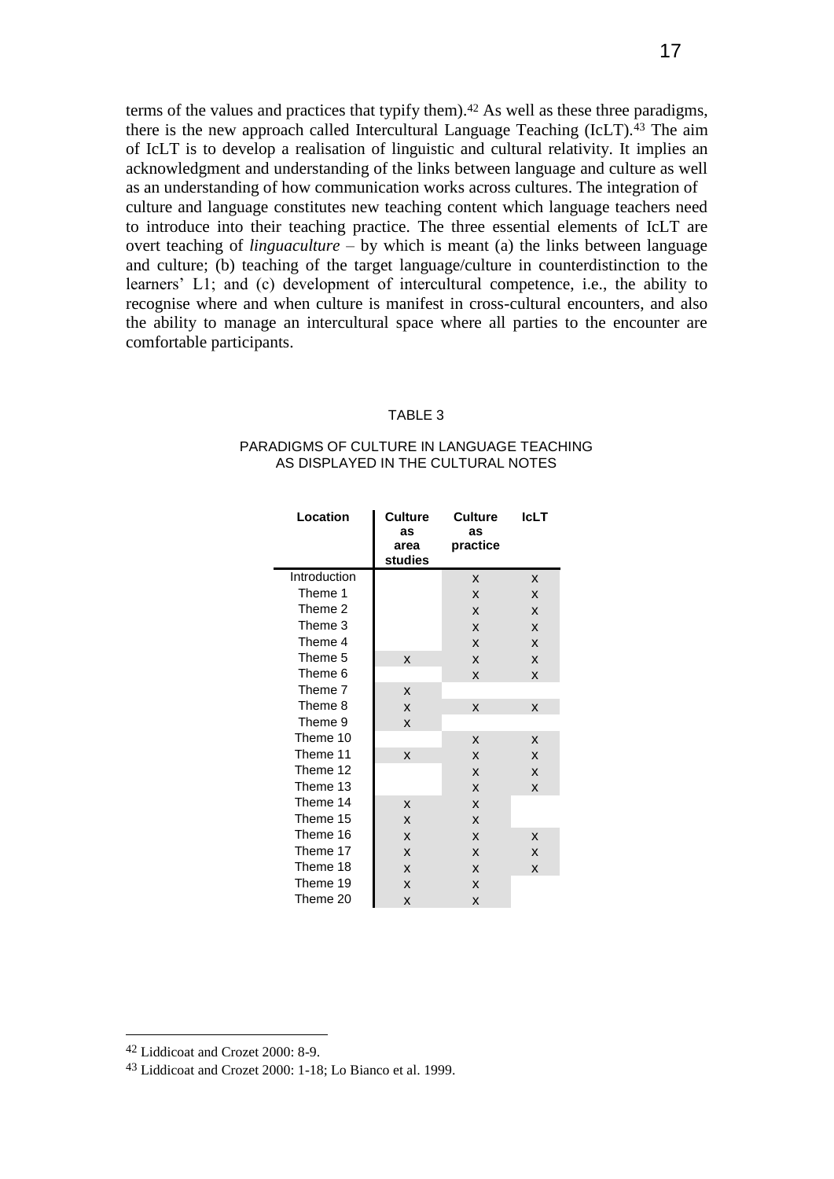terms of the values and practices that typify them).[42] As well as these three paradigms, there is the new approach called Intercultural Language Teaching (IcLT).[43] The aim of IcLT is to develop a realisation of linguistic and cultural relativity. It implies an acknowledgment and understanding of the links between language and culture as well as an understanding of how communication works across cultures. The integration of culture and language constitutes new teaching content which language teachers need to introduce into their teaching practice. The three essential elements of IcLT are overt teaching of *linguaculture* – by which is meant (a) the links between language and culture; (b) teaching of the target language/culture in counterdistinction to the learners' L1; and (c) development of intercultural competence, i.e., the ability to recognise where and when culture is manifest in cross-cultural encounters, and also the ability to manage an intercultural space where all parties to the encounter are comfortable participants.

TABLE 3

PARADIGMS OF CULTURE IN LANGUAGE TEACHING AS DISPLAYED IN THE CULTURAL NOTES

| Location | Culture as area studies | Culture as practice | IcLT |
|---|---|---|---|
| Introduction | | x | x |
| Theme 1 | | x | x |
| Theme 2 | | x | x |
| Theme 3 | | x | x |
| Theme 4 | | x | x |
| Theme 5 | x | x | x |
| Theme 6 | | x | x |
| Theme 7 | x | | |
| Theme 8 | x | x | x |
| Theme 9 | x | | |
| Theme 10 | | x | x |
| Theme 11 | x | x | x |
| Theme 12 | | x | x |
| Theme 13 | | x | x |
| Theme 14 | x | x | |
| Theme 15 | x | x | |
| Theme 16 | x | x | x |
| Theme 17 | x | x | x |
| Theme 18 | x | x | x |
| Theme 19 | x | x | |
| Theme 20 | x | x | |

[42] Liddicoat and Crozet 2000: 8-9.

[43] Liddicoat and Crozet 2000: 1-18; Lo Bianco et al. 1999.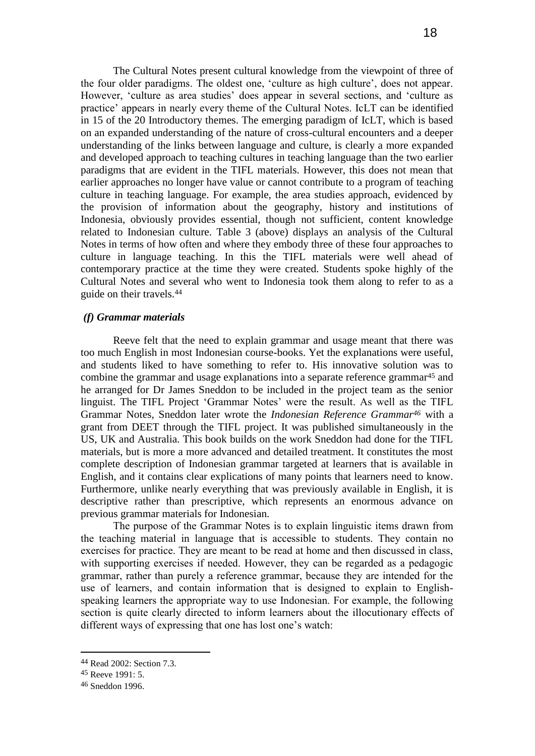The Cultural Notes present cultural knowledge from the viewpoint of three of the four older paradigms. The oldest one, 'culture as high culture', does not appear. However, 'culture as area studies' does appear in several sections, and 'culture as practice' appears in nearly every theme of the Cultural Notes. IcLT can be identified in 15 of the 20 Introductory themes. The emerging paradigm of IcLT, which is based on an expanded understanding of the nature of cross-cultural encounters and a deeper understanding of the links between language and culture, is clearly a more expanded and developed approach to teaching cultures in teaching language than the two earlier paradigms that are evident in the TIFL materials. However, this does not mean that earlier approaches no longer have value or cannot contribute to a program of teaching culture in teaching language. For example, the area studies approach, evidenced by the provision of information about the geography, history and institutions of Indonesia, obviously provides essential, though not sufficient, content knowledge related to Indonesian culture. Table 3 (above) displays an analysis of the Cultural Notes in terms of how often and where they embody three of these four approaches to culture in language teaching. In this the TIFL materials were well ahead of contemporary practice at the time they were created. Students spoke highly of the Cultural Notes and several who went to Indonesia took them along to refer to as a guide on their travels.[44]

### *(f) Grammar materials*

Reeve felt that the need to explain grammar and usage meant that there was too much English in most Indonesian course-books. Yet the explanations were useful, and students liked to have something to refer to. His innovative solution was to combine the grammar and usage explanations into a separate reference grammar[45] and he arranged for Dr James Sneddon to be included in the project team as the senior linguist. The TIFL Project 'Grammar Notes' were the result. As well as the TIFL Grammar Notes, Sneddon later wrote the *Indonesian Reference Grammar*[46] with a grant from DEET through the TIFL project. It was published simultaneously in the US, UK and Australia. This book builds on the work Sneddon had done for the TIFL materials, but is more a more advanced and detailed treatment. It constitutes the most complete description of Indonesian grammar targeted at learners that is available in English, and it contains clear explications of many points that learners need to know. Furthermore, unlike nearly everything that was previously available in English, it is descriptive rather than prescriptive, which represents an enormous advance on previous grammar materials for Indonesian.

The purpose of the Grammar Notes is to explain linguistic items drawn from the teaching material in language that is accessible to students. They contain no exercises for practice. They are meant to be read at home and then discussed in class, with supporting exercises if needed. However, they can be regarded as a pedagogic grammar, rather than purely a reference grammar, because they are intended for the use of learners, and contain information that is designed to explain to English-speaking learners the appropriate way to use Indonesian. For example, the following section is quite clearly directed to inform learners about the illocutionary effects of different ways of expressing that one has lost one's watch:

---

[44] Read 2002: Section 7.3.

[45] Reeve 1991: 5.

[46] Sneddon 1996.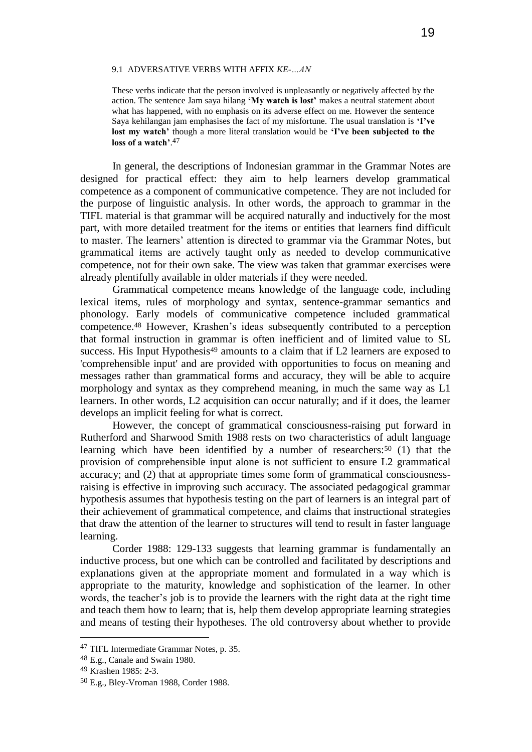> 9.1 ADVERSATIVE VERBS WITH AFFIX *KE-…AN*
>
> These verbs indicate that the person involved is unpleasantly or negatively affected by the action. The sentence Jam saya hilang **'My watch is lost'** makes a neutral statement about what has happened, with no emphasis on its adverse effect on me. However the sentence Saya kehilangan jam emphasises the fact of my misfortune. The usual translation is **'I've lost my watch'** though a more literal translation would be **'I've been subjected to the loss of a watch'**.[47]

In general, the descriptions of Indonesian grammar in the Grammar Notes are designed for practical effect: they aim to help learners develop grammatical competence as a component of communicative competence. They are not included for the purpose of linguistic analysis. In other words, the approach to grammar in the TIFL material is that grammar will be acquired naturally and inductively for the most part, with more detailed treatment for the items or entities that learners find difficult to master. The learners' attention is directed to grammar via the Grammar Notes, but grammatical items are actively taught only as needed to develop communicative competence, not for their own sake. The view was taken that grammar exercises were already plentifully available in older materials if they were needed.

Grammatical competence means knowledge of the language code, including lexical items, rules of morphology and syntax, sentence-grammar semantics and phonology. Early models of communicative competence included grammatical competence.[48] However, Krashen's ideas subsequently contributed to a perception that formal instruction in grammar is often inefficient and of limited value to SL success. His Input Hypothesis[49] amounts to a claim that if L2 learners are exposed to 'comprehensible input' and are provided with opportunities to focus on meaning and messages rather than grammatical forms and accuracy, they will be able to acquire morphology and syntax as they comprehend meaning, in much the same way as L1 learners. In other words, L2 acquisition can occur naturally; and if it does, the learner develops an implicit feeling for what is correct.

However, the concept of grammatical consciousness-raising put forward in Rutherford and Sharwood Smith 1988 rests on two characteristics of adult language learning which have been identified by a number of researchers:[50] (1) that the provision of comprehensible input alone is not sufficient to ensure L2 grammatical accuracy; and (2) that at appropriate times some form of grammatical consciousness-raising is effective in improving such accuracy. The associated pedagogical grammar hypothesis assumes that hypothesis testing on the part of learners is an integral part of their achievement of grammatical competence, and claims that instructional strategies that draw the attention of the learner to structures will tend to result in faster language learning.

Corder 1988: 129-133 suggests that learning grammar is fundamentally an inductive process, but one which can be controlled and facilitated by descriptions and explanations given at the appropriate moment and formulated in a way which is appropriate to the maturity, knowledge and sophistication of the learner. In other words, the teacher's job is to provide the learners with the right data at the right time and teach them how to learn; that is, help them develop appropriate learning strategies and means of testing their hypotheses. The old controversy about whether to provide

---

[47] TIFL Intermediate Grammar Notes, p. 35.

[48] E.g., Canale and Swain 1980.

[49] Krashen 1985: 2-3.

[50] E.g., Bley-Vroman 1988, Corder 1988.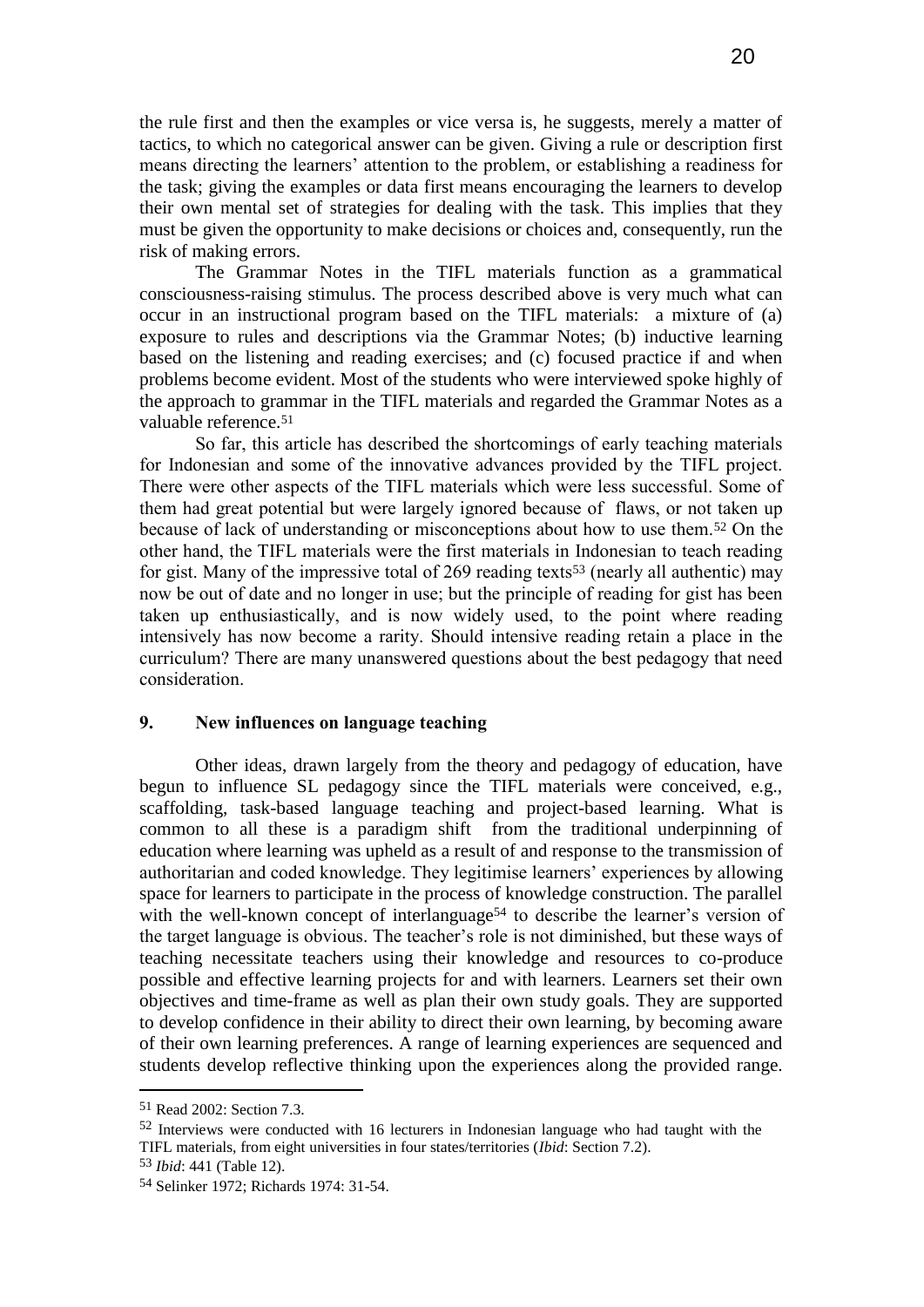the rule first and then the examples or vice versa is, he suggests, merely a matter of tactics, to which no categorical answer can be given. Giving a rule or description first means directing the learners' attention to the problem, or establishing a readiness for the task; giving the examples or data first means encouraging the learners to develop their own mental set of strategies for dealing with the task. This implies that they must be given the opportunity to make decisions or choices and, consequently, run the risk of making errors.

The Grammar Notes in the TIFL materials function as a grammatical consciousness-raising stimulus. The process described above is very much what can occur in an instructional program based on the TIFL materials: a mixture of (a) exposure to rules and descriptions via the Grammar Notes; (b) inductive learning based on the listening and reading exercises; and (c) focused practice if and when problems become evident. Most of the students who were interviewed spoke highly of the approach to grammar in the TIFL materials and regarded the Grammar Notes as a valuable reference.[51]

So far, this article has described the shortcomings of early teaching materials for Indonesian and some of the innovative advances provided by the TIFL project. There were other aspects of the TIFL materials which were less successful. Some of them had great potential but were largely ignored because of flaws, or not taken up because of lack of understanding or misconceptions about how to use them.[52] On the other hand, the TIFL materials were the first materials in Indonesian to teach reading for gist. Many of the impressive total of 269 reading texts[53] (nearly all authentic) may now be out of date and no longer in use; but the principle of reading for gist has been taken up enthusiastically, and is now widely used, to the point where reading intensively has now become a rarity. Should intensive reading retain a place in the curriculum? There are many unanswered questions about the best pedagogy that need consideration.

## 9. New influences on language teaching

Other ideas, drawn largely from the theory and pedagogy of education, have begun to influence SL pedagogy since the TIFL materials were conceived, e.g., scaffolding, task-based language teaching and project-based learning. What is common to all these is a paradigm shift from the traditional underpinning of education where learning was upheld as a result of and response to the transmission of authoritarian and coded knowledge. They legitimise learners' experiences by allowing space for learners to participate in the process of knowledge construction. The parallel with the well-known concept of interlanguage[54] to describe the learner's version of the target language is obvious. The teacher's role is not diminished, but these ways of teaching necessitate teachers using their knowledge and resources to co-produce possible and effective learning projects for and with learners. Learners set their own objectives and time-frame as well as plan their own study goals. They are supported to develop confidence in their ability to direct their own learning, by becoming aware of their own learning preferences. A range of learning experiences are sequenced and students develop reflective thinking upon the experiences along the provided range.

---

[51] Read 2002: Section 7.3.

[52] Interviews were conducted with 16 lecturers in Indonesian language who had taught with the TIFL materials, from eight universities in four states/territories (*Ibid*: Section 7.2).

[53] *Ibid*: 441 (Table 12).

[54] Selinker 1972; Richards 1974: 31-54.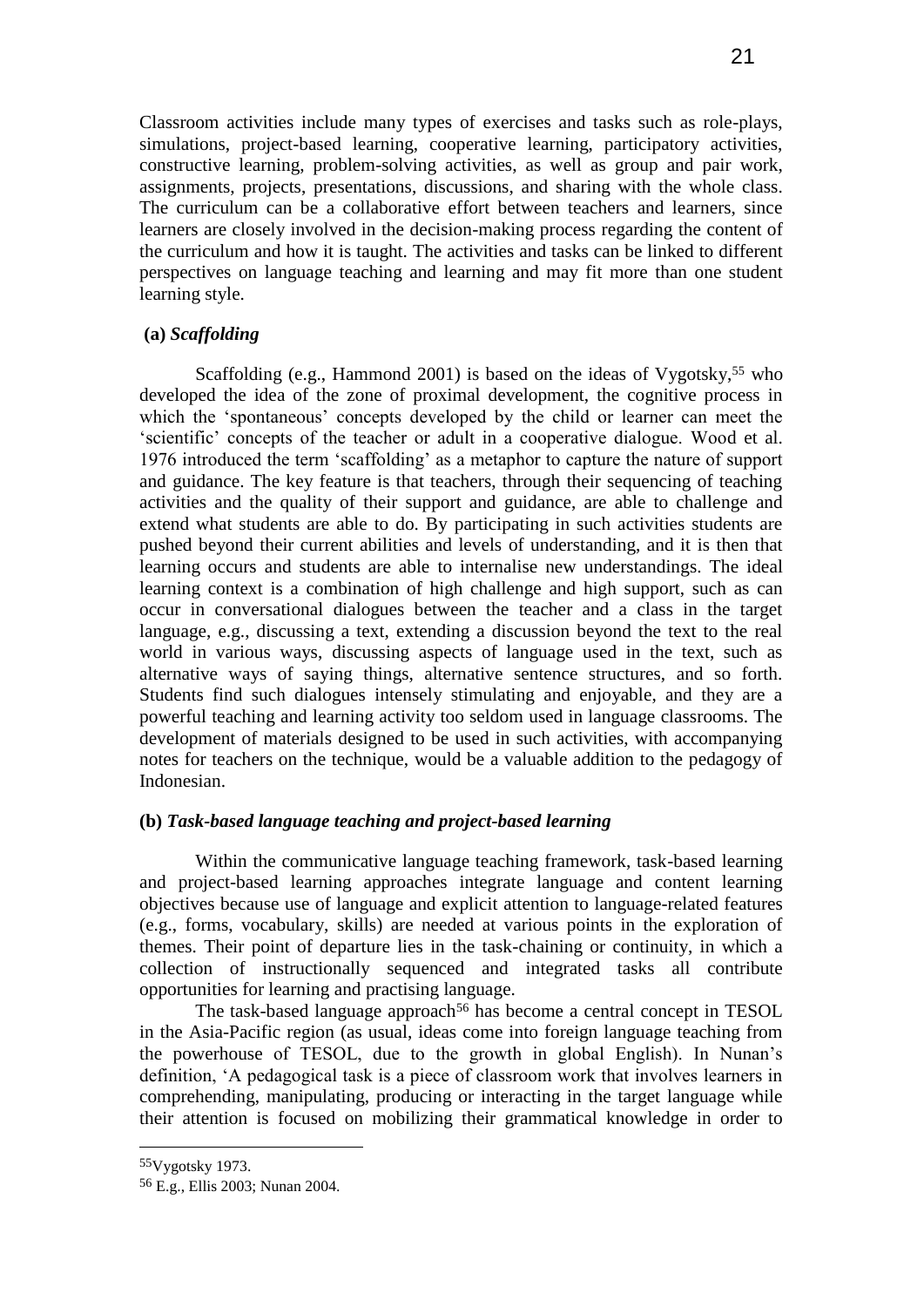Classroom activities include many types of exercises and tasks such as role-plays, simulations, project-based learning, cooperative learning, participatory activities, constructive learning, problem-solving activities, as well as group and pair work, assignments, projects, presentations, discussions, and sharing with the whole class. The curriculum can be a collaborative effort between teachers and learners, since learners are closely involved in the decision-making process regarding the content of the curriculum and how it is taught. The activities and tasks can be linked to different perspectives on language teaching and learning and may fit more than one student learning style.

**(a)** ***Scaffolding***

Scaffolding (e.g., Hammond 2001) is based on the ideas of Vygotsky,[55] who developed the idea of the zone of proximal development, the cognitive process in which the 'spontaneous' concepts developed by the child or learner can meet the 'scientific' concepts of the teacher or adult in a cooperative dialogue. Wood et al. 1976 introduced the term 'scaffolding' as a metaphor to capture the nature of support and guidance. The key feature is that teachers, through their sequencing of teaching activities and the quality of their support and guidance, are able to challenge and extend what students are able to do. By participating in such activities students are pushed beyond their current abilities and levels of understanding, and it is then that learning occurs and students are able to internalise new understandings. The ideal learning context is a combination of high challenge and high support, such as can occur in conversational dialogues between the teacher and a class in the target language, e.g., discussing a text, extending a discussion beyond the text to the real world in various ways, discussing aspects of language used in the text, such as alternative ways of saying things, alternative sentence structures, and so forth. Students find such dialogues intensely stimulating and enjoyable, and they are a powerful teaching and learning activity too seldom used in language classrooms. The development of materials designed to be used in such activities, with accompanying notes for teachers on the technique, would be a valuable addition to the pedagogy of Indonesian.

**(b)** ***Task-based language teaching and project-based learning***

Within the communicative language teaching framework, task-based learning and project-based learning approaches integrate language and content learning objectives because use of language and explicit attention to language-related features (e.g., forms, vocabulary, skills) are needed at various points in the exploration of themes. Their point of departure lies in the task-chaining or continuity, in which a collection of instructionally sequenced and integrated tasks all contribute opportunities for learning and practising language.

The task-based language approach[56] has become a central concept in TESOL in the Asia-Pacific region (as usual, ideas come into foreign language teaching from the powerhouse of TESOL, due to the growth in global English). In Nunan's definition, 'A pedagogical task is a piece of classroom work that involves learners in comprehending, manipulating, producing or interacting in the target language while their attention is focused on mobilizing their grammatical knowledge in order to

---

[55] Vygotsky 1973.

[56] E.g., Ellis 2003; Nunan 2004.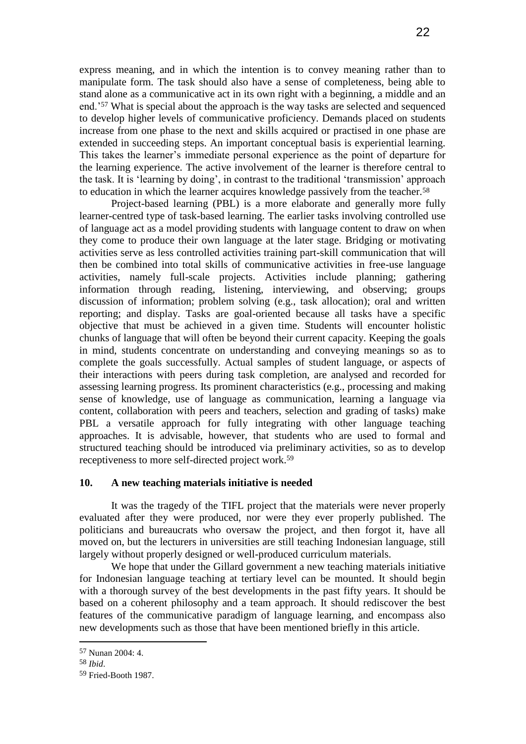express meaning, and in which the intention is to convey meaning rather than to manipulate form. The task should also have a sense of completeness, being able to stand alone as a communicative act in its own right with a beginning, a middle and an end.'[57] What is special about the approach is the way tasks are selected and sequenced to develop higher levels of communicative proficiency. Demands placed on students increase from one phase to the next and skills acquired or practised in one phase are extended in succeeding steps. An important conceptual basis is experiential learning. This takes the learner's immediate personal experience as the point of departure for the learning experience. The active involvement of the learner is therefore central to the task. It is 'learning by doing', in contrast to the traditional 'transmission' approach to education in which the learner acquires knowledge passively from the teacher.[58]

Project-based learning (PBL) is a more elaborate and generally more fully learner-centred type of task-based learning. The earlier tasks involving controlled use of language act as a model providing students with language content to draw on when they come to produce their own language at the later stage. Bridging or motivating activities serve as less controlled activities training part-skill communication that will then be combined into total skills of communicative activities in free-use language activities, namely full-scale projects. Activities include planning; gathering information through reading, listening, interviewing, and observing; groups discussion of information; problem solving (e.g., task allocation); oral and written reporting; and display. Tasks are goal-oriented because all tasks have a specific objective that must be achieved in a given time. Students will encounter holistic chunks of language that will often be beyond their current capacity. Keeping the goals in mind, students concentrate on understanding and conveying meanings so as to complete the goals successfully. Actual samples of student language, or aspects of their interactions with peers during task completion, are analysed and recorded for assessing learning progress. Its prominent characteristics (e.g., processing and making sense of knowledge, use of language as communication, learning a language via content, collaboration with peers and teachers, selection and grading of tasks) make PBL a versatile approach for fully integrating with other language teaching approaches. It is advisable, however, that students who are used to formal and structured teaching should be introduced via preliminary activities, so as to develop receptiveness to more self-directed project work.[59]

## 10. A new teaching materials initiative is needed

It was the tragedy of the TIFL project that the materials were never properly evaluated after they were produced, nor were they ever properly published. The politicians and bureaucrats who oversaw the project, and then forgot it, have all moved on, but the lecturers in universities are still teaching Indonesian language, still largely without properly designed or well-produced curriculum materials.

We hope that under the Gillard government a new teaching materials initiative for Indonesian language teaching at tertiary level can be mounted. It should begin with a thorough survey of the best developments in the past fifty years. It should be based on a coherent philosophy and a team approach. It should rediscover the best features of the communicative paradigm of language learning, and encompass also new developments such as those that have been mentioned briefly in this article.

---

[57] Nunan 2004: 4.

[58] *Ibid*.

[59] Fried-Booth 1987.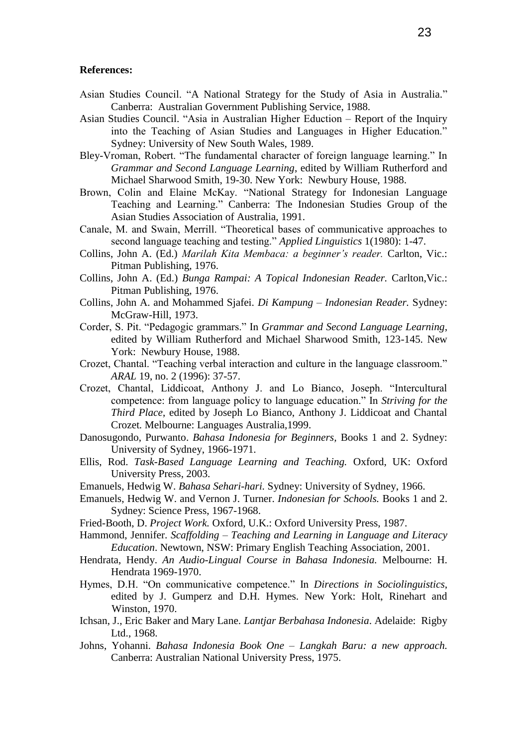**References:**

Asian Studies Council. "A National Strategy for the Study of Asia in Australia." Canberra: Australian Government Publishing Service, 1988.

Asian Studies Council. "Asia in Australian Higher Eduction – Report of the Inquiry into the Teaching of Asian Studies and Languages in Higher Education." Sydney: University of New South Wales, 1989.

Bley-Vroman, Robert. "The fundamental character of foreign language learning." In *Grammar and Second Language Learning*, edited by William Rutherford and Michael Sharwood Smith, 19-30. New York: Newbury House, 1988.

Brown, Colin and Elaine McKay. "National Strategy for Indonesian Language Teaching and Learning." Canberra: The Indonesian Studies Group of the Asian Studies Association of Australia, 1991.

Canale, M. and Swain, Merrill. "Theoretical bases of communicative approaches to second language teaching and testing." *Applied Linguistics* 1(1980): 1-47.

Collins, John A. (Ed.) *Marilah Kita Membaca: a beginner's reader.* Carlton, Vic.: Pitman Publishing, 1976.

Collins, John A. (Ed.) *Bunga Rampai: A Topical Indonesian Reader.* Carlton,Vic.: Pitman Publishing, 1976.

Collins, John A. and Mohammed Sjafei. *Di Kampung – Indonesian Reader.* Sydney: McGraw-Hill, 1973.

Corder, S. Pit. "Pedagogic grammars." In *Grammar and Second Language Learning*, edited by William Rutherford and Michael Sharwood Smith, 123-145. New York: Newbury House, 1988.

Crozet, Chantal. "Teaching verbal interaction and culture in the language classroom." *ARAL* 19, no. 2 (1996): 37-57.

Crozet, Chantal, Liddicoat, Anthony J. and Lo Bianco, Joseph. "Intercultural competence: from language policy to language education." In *Striving for the Third Place*, edited by Joseph Lo Bianco, Anthony J. Liddicoat and Chantal Crozet. Melbourne: Languages Australia,1999.

Danosugondo, Purwanto. *Bahasa Indonesia for Beginners,* Books 1 and 2. Sydney: University of Sydney, 1966-1971.

Ellis, Rod. *Task-Based Language Learning and Teaching.* Oxford, UK: Oxford University Press, 2003.

Emanuels, Hedwig W. *Bahasa Sehari-hari.* Sydney: University of Sydney, 1966.

Emanuels, Hedwig W. and Vernon J. Turner. *Indonesian for Schools.* Books 1 and 2. Sydney: Science Press, 1967-1968.

Fried-Booth, D. *Project Work.* Oxford, U.K.: Oxford University Press, 1987.

Hammond, Jennifer. *Scaffolding – Teaching and Learning in Language and Literacy Education*. Newtown, NSW: Primary English Teaching Association, 2001.

Hendrata, Hendy. *An Audio-Lingual Course in Bahasa Indonesia.* Melbourne: H. Hendrata 1969-1970.

Hymes, D.H. "On communicative competence." In *Directions in Sociolinguistics*, edited by J. Gumperz and D.H. Hymes. New York: Holt, Rinehart and Winston, 1970.

Ichsan, J., Eric Baker and Mary Lane. *Lantjar Berbahasa Indonesia*. Adelaide: Rigby Ltd., 1968.

Johns, Yohanni. *Bahasa Indonesia Book One – Langkah Baru: a new approach.* Canberra: Australian National University Press, 1975.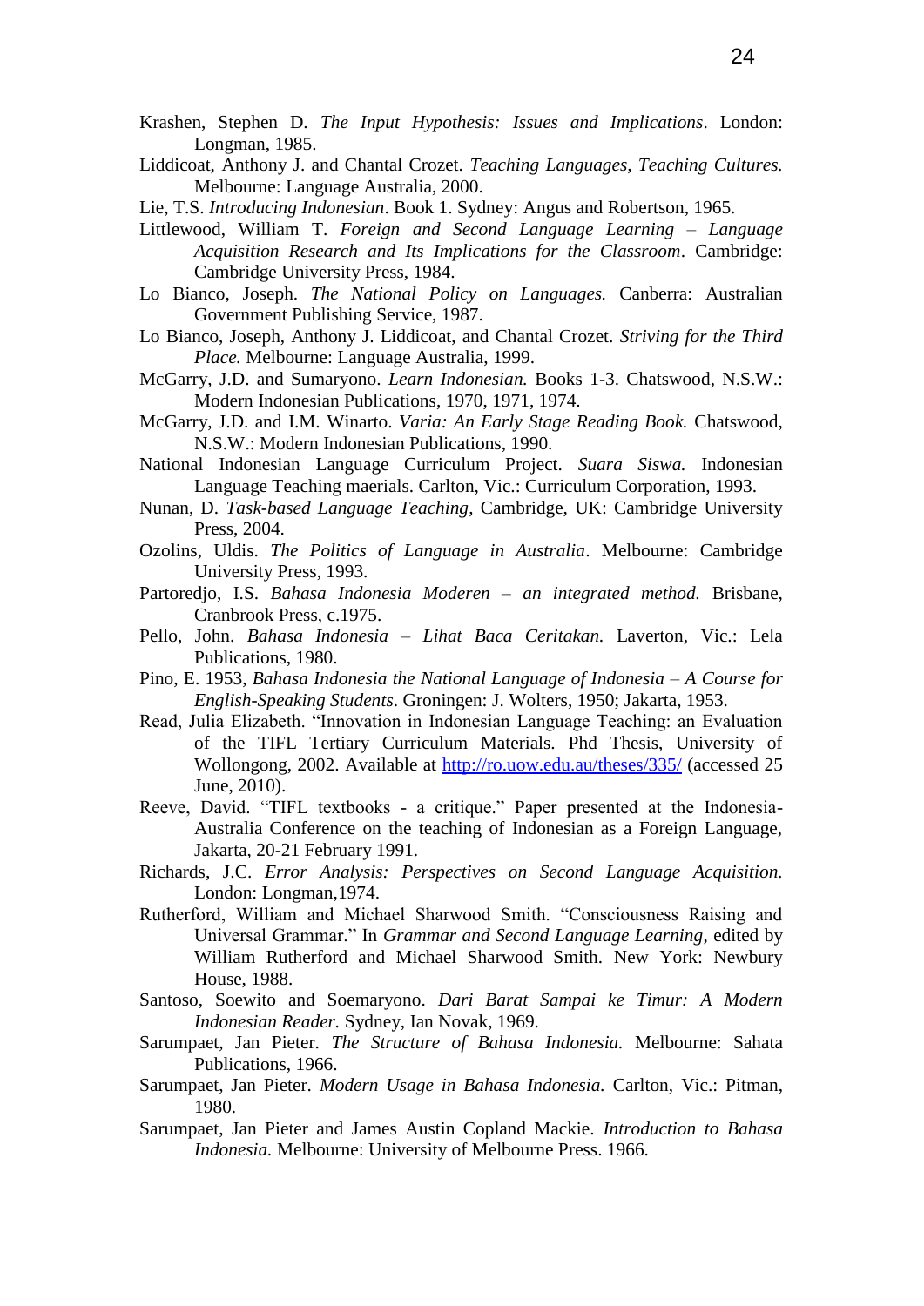Krashen, Stephen D. *The Input Hypothesis: Issues and Implications*. London: Longman, 1985.

Liddicoat, Anthony J. and Chantal Crozet. *Teaching Languages, Teaching Cultures.* Melbourne: Language Australia, 2000.

Lie, T.S. *Introducing Indonesian*. Book 1. Sydney: Angus and Robertson, 1965.

Littlewood, William T. *Foreign and Second Language Learning – Language Acquisition Research and Its Implications for the Classroom*. Cambridge: Cambridge University Press, 1984.

Lo Bianco, Joseph. *The National Policy on Languages.* Canberra: Australian Government Publishing Service, 1987.

Lo Bianco, Joseph, Anthony J. Liddicoat, and Chantal Crozet. *Striving for the Third Place.* Melbourne: Language Australia, 1999.

McGarry, J.D. and Sumaryono. *Learn Indonesian.* Books 1-3. Chatswood, N.S.W.: Modern Indonesian Publications, 1970, 1971, 1974.

McGarry, J.D. and I.M. Winarto. *Varia: An Early Stage Reading Book.* Chatswood, N.S.W.: Modern Indonesian Publications, 1990.

National Indonesian Language Curriculum Project. *Suara Siswa.* Indonesian Language Teaching maerials. Carlton, Vic.: Curriculum Corporation, 1993.

Nunan, D. *Task-based Language Teaching*, Cambridge, UK: Cambridge University Press, 2004.

Ozolins, Uldis. *The Politics of Language in Australia*. Melbourne: Cambridge University Press, 1993.

Partoredjo, I.S. *Bahasa Indonesia Moderen – an integrated method.* Brisbane, Cranbrook Press, c.1975.

Pello, John. *Bahasa Indonesia – Lihat Baca Ceritakan.* Laverton, Vic.: Lela Publications, 1980.

Pino, E. 1953, *Bahasa Indonesia the National Language of Indonesia – A Course for English-Speaking Students*. Groningen: J. Wolters, 1950; Jakarta, 1953.

Read, Julia Elizabeth. "Innovation in Indonesian Language Teaching: an Evaluation of the TIFL Tertiary Curriculum Materials. Phd Thesis, University of Wollongong, 2002. Available at http://ro.uow.edu.au/theses/335/ (accessed 25 June, 2010).

Reeve, David. "TIFL textbooks - a critique." Paper presented at the Indonesia-Australia Conference on the teaching of Indonesian as a Foreign Language, Jakarta, 20-21 February 1991.

Richards, J.C. *Error Analysis: Perspectives on Second Language Acquisition.* London: Longman,1974.

Rutherford, William and Michael Sharwood Smith. "Consciousness Raising and Universal Grammar." In *Grammar and Second Language Learning*, edited by William Rutherford and Michael Sharwood Smith. New York: Newbury House, 1988.

Santoso, Soewito and Soemaryono. *Dari Barat Sampai ke Timur: A Modern Indonesian Reader*. Sydney, Ian Novak, 1969.

Sarumpaet, Jan Pieter. *The Structure of Bahasa Indonesia.* Melbourne: Sahata Publications, 1966.

Sarumpaet, Jan Pieter. *Modern Usage in Bahasa Indonesia.* Carlton, Vic.: Pitman, 1980.

Sarumpaet, Jan Pieter and James Austin Copland Mackie. *Introduction to Bahasa Indonesia.* Melbourne: University of Melbourne Press. 1966.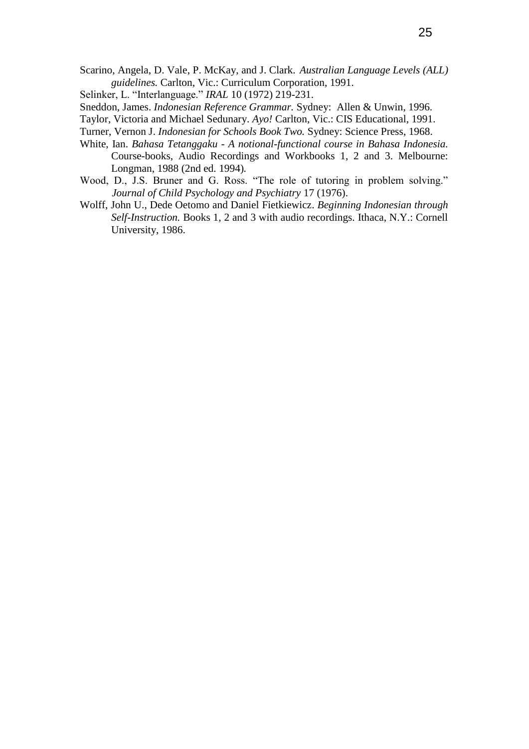Scarino, Angela, D. Vale, P. McKay, and J. Clark. *Australian Language Levels (ALL) guidelines.* Carlton, Vic.: Curriculum Corporation, 1991.

Selinker, L. "Interlanguage." *IRAL* 10 (1972) 219-231.

Sneddon, James. *Indonesian Reference Grammar.* Sydney: Allen & Unwin, 1996.

Taylor, Victoria and Michael Sedunary. *Ayo!* Carlton, Vic.: CIS Educational, 1991.

Turner, Vernon J. *Indonesian for Schools Book Two.* Sydney: Science Press, 1968.

White, Ian. *Bahasa Tetanggaku - A notional-functional course in Bahasa Indonesia.* Course-books, Audio Recordings and Workbooks 1, 2 and 3. Melbourne: Longman, 1988 (2nd ed. 1994).

Wood, D., J.S. Bruner and G. Ross. "The role of tutoring in problem solving." *Journal of Child Psychology and Psychiatry* 17 (1976).

Wolff, John U., Dede Oetomo and Daniel Fietkiewicz. *Beginning Indonesian through Self-Instruction.* Books 1, 2 and 3 with audio recordings. Ithaca, N.Y.: Cornell University, 1986.